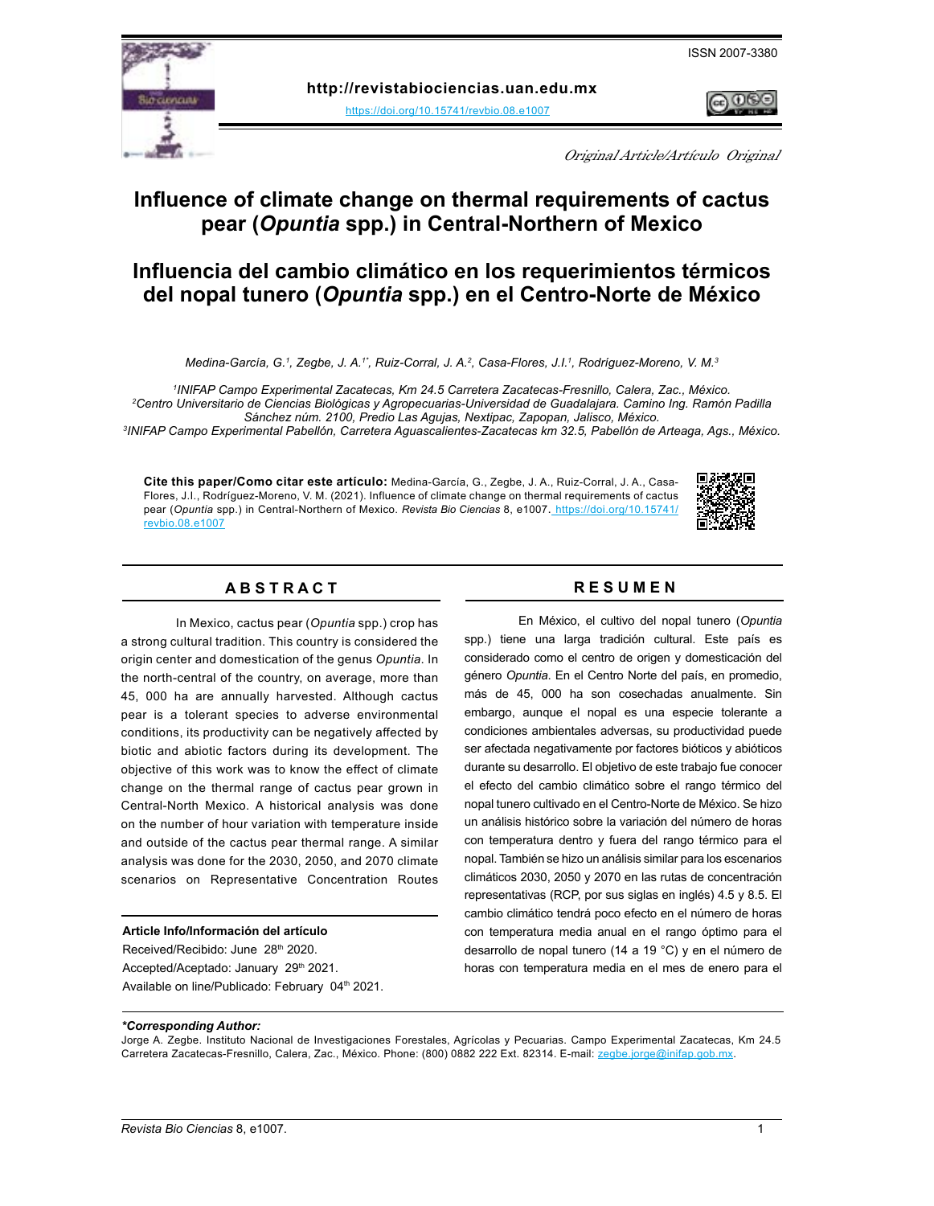ISSN 2007-3380

**http://revistabiociencias.uan.edu.mx**

https://doi.org/10.15741/revbio.08.e1007

*Original Article/Artículo Original*

# Influence of climate change on thermal requirements of cactus pear (*Opuntia* spp.) in Central-Northern of Mexico

# Influencia del cambio climático en los requerimientos térmicos del nopal tunero (*Opuntia* spp.) en el Centro-Norte de México

*Medina-García, G.[1], Zegbe, J. A.[1*], Ruiz-Corral, J. A.[2], Casa-Flores, J.I.[1], Rodríguez-Moreno, V. M.[3]*

*[1]INIFAP Campo Experimental Zacatecas, Km 24.5 Carretera Zacatecas-Fresnillo, Calera, Zac., México.*
*[2]Centro Universitario de Ciencias Biológicas y Agropecuarias-Universidad de Guadalajara. Camino Ing. Ramón Padilla Sánchez núm. 2100, Predio Las Agujas, Nextipac, Zapopan, Jalisco, México.*
*[3]INIFAP Campo Experimental Pabellón, Carretera Aguascalientes-Zacatecas km 32.5, Pabellón de Arteaga, Ags., México.*

**Cite this paper/Como citar este artículo:** Medina-García, G., Zegbe, J. A., Ruiz-Corral, J. A., Casa-Flores, J.I., Rodríguez-Moreno, V. M. (2021). Influence of climate change on thermal requirements of cactus pear (*Opuntia* spp.) in Central-Northern of Mexico. *Revista Bio Ciencias* 8, e1007. https://doi.org/10.15741/revbio.08.e1007

## ABSTRACT

In Mexico, cactus pear (*Opuntia* spp.) crop has a strong cultural tradition. This country is considered the origin center and domestication of the genus *Opuntia*. In the north-central of the country, on average, more than 45, 000 ha are annually harvested. Although cactus pear is a tolerant species to adverse environmental conditions, its productivity can be negatively affected by biotic and abiotic factors during its development. The objective of this work was to know the effect of climate change on the thermal range of cactus pear grown in Central-North Mexico. A historical analysis was done on the number of hour variation with temperature inside and outside of the cactus pear thermal range. A similar analysis was done for the 2030, 2050, and 2070 climate scenarios on Representative Concentration Routes

**Article Info/Información del artículo**
Received/Recibido: June 28th 2020.
Accepted/Aceptado: January 29th 2021.
Available on line/Publicado: February 04th 2021.

## RESUMEN

En México, el cultivo del nopal tunero (*Opuntia* spp.) tiene una larga tradición cultural. Este país es considerado como el centro de origen y domesticación del género *Opuntia*. En el Centro Norte del país, en promedio, más de 45, 000 ha son cosechadas anualmente. Sin embargo, aunque el nopal es una especie tolerante a condiciones ambientales adversas, su productividad puede ser afectada negativamente por factores bióticos y abióticos durante su desarrollo. El objetivo de este trabajo fue conocer el efecto del cambio climático sobre el rango térmico del nopal tunero cultivado en el Centro-Norte de México. Se hizo un análisis histórico sobre la variación del número de horas con temperatura dentro y fuera del rango térmico para el nopal. También se hizo un análisis similar para los escenarios climáticos 2030, 2050 y 2070 en las rutas de concentración representativas (RCP, por sus siglas en inglés) 4.5 y 8.5. El cambio climático tendrá poco efecto en el número de horas con temperatura media anual en el rango óptimo para el desarrollo de nopal tunero (14 a 19 °C) y en el número de horas con temperatura media en el mes de enero para el

***Corresponding Author:**
Jorge A. Zegbe. Instituto Nacional de Investigaciones Forestales, Agrícolas y Pecuarias. Campo Experimental Zacatecas, Km 24.5 Carretera Zacatecas-Fresnillo, Calera, Zac., México. Phone: (800) 0882 222 Ext. 82314. E-mail: zegbe.jorge@inifap.gob.mx.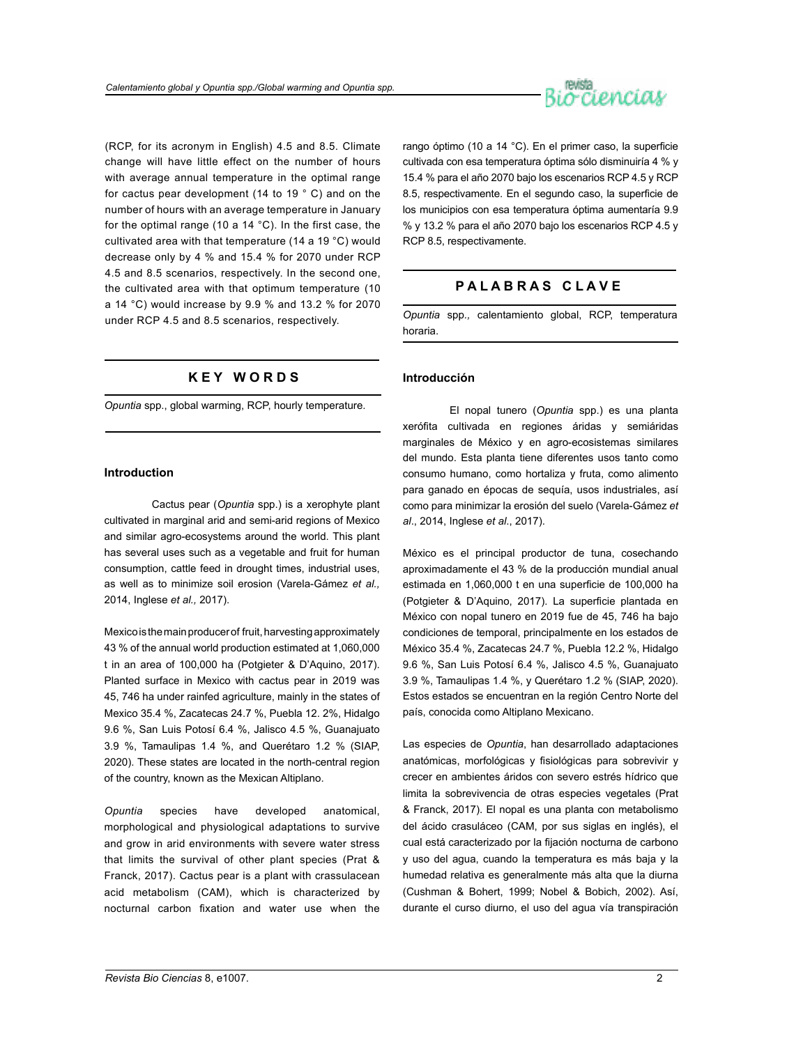(RCP, for its acronym in English) 4.5 and 8.5. Climate change will have little effect on the number of hours with average annual temperature in the optimal range for cactus pear development (14 to 19 ° C) and on the number of hours with an average temperature in January for the optimal range (10 a 14 °C). In the first case, the cultivated area with that temperature (14 a 19 °C) would decrease only by 4 % and 15.4 % for 2070 under RCP 4.5 and 8.5 scenarios, respectively. In the second one, the cultivated area with that optimum temperature (10 a 14 °C) would increase by 9.9 % and 13.2 % for 2070 under RCP 4.5 and 8.5 scenarios, respectively.

## KEY WORDS

*Opuntia* spp., global warming, RCP, hourly temperature.

## Introduction

Cactus pear (*Opuntia* spp.) is a xerophyte plant cultivated in marginal arid and semi-arid regions of Mexico and similar agro-ecosystems around the world. This plant has several uses such as a vegetable and fruit for human consumption, cattle feed in drought times, industrial uses, as well as to minimize soil erosion (Varela-Gámez *et al.,* 2014, Inglese *et al.,* 2017).

Mexico is the main producer of fruit, harvesting approximately 43 % of the annual world production estimated at 1,060,000 t in an area of 100,000 ha (Potgieter & D'Aquino, 2017). Planted surface in Mexico with cactus pear in 2019 was 45, 746 ha under rainfed agriculture, mainly in the states of Mexico 35.4 %, Zacatecas 24.7 %, Puebla 12. 2%, Hidalgo 9.6 %, San Luis Potosí 6.4 %, Jalisco 4.5 %, Guanajuato 3.9 %, Tamaulipas 1.4 %, and Querétaro 1.2 % (SIAP, 2020). These states are located in the north-central region of the country, known as the Mexican Altiplano.

*Opuntia* species have developed anatomical, morphological and physiological adaptations to survive and grow in arid environments with severe water stress that limits the survival of other plant species (Prat & Franck, 2017). Cactus pear is a plant with crassulacean acid metabolism (CAM), which is characterized by nocturnal carbon fixation and water use when the

rango óptimo (10 a 14 °C). En el primer caso, la superficie cultivada con esa temperatura óptima sólo disminuiría 4 % y 15.4 % para el año 2070 bajo los escenarios RCP 4.5 y RCP 8.5, respectivamente. En el segundo caso, la superficie de los municipios con esa temperatura óptima aumentaría 9.9 % y 13.2 % para el año 2070 bajo los escenarios RCP 4.5 y RCP 8.5, respectivamente.

## PALABRAS CLAVE

*Opuntia* spp., calentamiento global, RCP, temperatura horaria.

## Introducción

El nopal tunero (*Opuntia* spp.) es una planta xerófita cultivada en regiones áridas y semiáridas marginales de México y en agro-ecosistemas similares del mundo. Esta planta tiene diferentes usos tanto como consumo humano, como hortaliza y fruta, como alimento para ganado en épocas de sequía, usos industriales, así como para minimizar la erosión del suelo (Varela-Gámez *et al*., 2014, Inglese *et al*., 2017).

México es el principal productor de tuna, cosechando aproximadamente el 43 % de la producción mundial anual estimada en 1,060,000 t en una superficie de 100,000 ha (Potgieter & D'Aquino, 2017). La superficie plantada en México con nopal tunero en 2019 fue de 45, 746 ha bajo condiciones de temporal, principalmente en los estados de México 35.4 %, Zacatecas 24.7 %, Puebla 12.2 %, Hidalgo 9.6 %, San Luis Potosí 6.4 %, Jalisco 4.5 %, Guanajuato 3.9 %, Tamaulipas 1.4 %, y Querétaro 1.2 % (SIAP, 2020). Estos estados se encuentran en la región Centro Norte del país, conocida como Altiplano Mexicano.

Las especies de *Opuntia*, han desarrollado adaptaciones anatómicas, morfológicas y fisiológicas para sobrevivir y crecer en ambientes áridos con severo estrés hídrico que limita la sobrevivencia de otras especies vegetales (Prat & Franck, 2017). El nopal es una planta con metabolismo del ácido crasuláceo (CAM, por sus siglas en inglés), el cual está caracterizado por la fijación nocturna de carbono y uso del agua, cuando la temperatura es más baja y la humedad relativa es generalmente más alta que la diurna (Cushman & Bohert, 1999; Nobel & Bobich, 2002). Así, durante el curso diurno, el uso del agua vía transpiración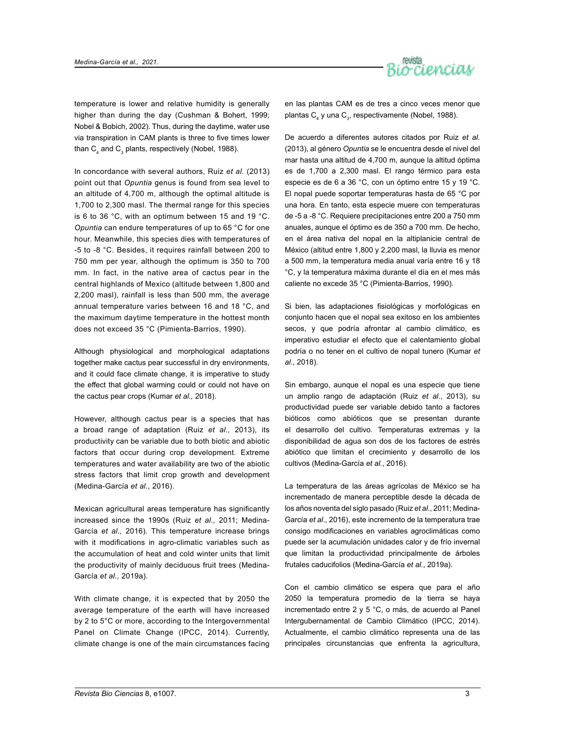temperature is lower and relative humidity is generally higher than during the day (Cushman & Bohert, 1999; Nobel & Bobich, 2002). Thus, during the daytime, water use via transpiration in CAM plants is three to five times lower than $C_4$ and $C_3$ plants, respectively (Nobel, 1988).

In concordance with several authors, Ruiz *et al.* (2013) point out that *Opuntia* genus is found from sea level to an altitude of 4,700 m, although the optimal altitude is 1,700 to 2,300 masl. The thermal range for this species is 6 to 36 °C, with an optimum between 15 and 19 °C. *Opuntia* can endure temperatures of up to 65 °C for one hour. Meanwhile, this species dies with temperatures of -5 to -8 °C. Besides, it requires rainfall between 200 to 750 mm per year, although the optimum is 350 to 700 mm. In fact, in the native area of cactus pear in the central highlands of Mexico (altitude between 1,800 and 2,200 masl), rainfall is less than 500 mm, the average annual temperature varies between 16 and 18 °C, and the maximum daytime temperature in the hottest month does not exceed 35 °C (Pimienta-Barrios, 1990).

Although physiological and morphological adaptations together make cactus pear successful in dry environments, and it could face climate change, it is imperative to study the effect that global warming could or could not have on the cactus pear crops (Kumar *et al.,* 2018).

However, although cactus pear is a species that has a broad range of adaptation (Ruiz *et al.,* 2013), its productivity can be variable due to both biotic and abiotic factors that occur during crop development. Extreme temperatures and water availability are two of the abiotic stress factors that limit crop growth and development (Medina-García *et al.,* 2016).

Mexican agricultural areas temperature has significantly increased since the 1990s (Ruiz *et al.,* 2011; Medina-García *et al.,* 2016). This temperature increase brings with it modifications in agro-climatic variables such as the accumulation of heat and cold winter units that limit the productivity of mainly deciduous fruit trees (Medina-García *et al.,* 2019a).

With climate change, it is expected that by 2050 the average temperature of the earth will have increased by 2 to 5°C or more, according to the Intergovernmental Panel on Climate Change (IPCC, 2014). Currently, climate change is one of the main circumstances facing

en las plantas CAM es de tres a cinco veces menor que plantas $C_4$ y una $C_3$, respectivamente (Nobel, 1988).

De acuerdo a diferentes autores citados por Ruiz *et al.* (2013), al género *Opuntia* se le encuentra desde el nivel del mar hasta una altitud de 4,700 m, aunque la altitud óptima es de 1,700 a 2,300 masl. El rango térmico para esta especie es de 6 a 36 °C, con un óptimo entre 15 y 19 °C. El nopal puede soportar temperaturas hasta de 65 °C por una hora. En tanto, esta especie muere con temperaturas de -5 a -8 °C. Requiere precipitaciones entre 200 a 750 mm anuales, aunque el óptimo es de 350 a 700 mm. De hecho, en el área nativa del nopal en la altiplanicie central de México (altitud entre 1,800 y 2,200 masl, la lluvia es menor a 500 mm, la temperatura media anual varía entre 16 y 18 °C, y la temperatura máxima durante el día en el mes más caliente no excede 35 °C (Pimienta-Barrios, 1990).

Si bien, las adaptaciones fisiológicas y morfológicas en conjunto hacen que el nopal sea exitoso en los ambientes secos, y que podría afrontar al cambio climático, es imperativo estudiar el efecto que el calentamiento global podría o no tener en el cultivo de nopal tunero (Kumar *et al.*, 2018).

Sin embargo, aunque el nopal es una especie que tiene un amplio rango de adaptación (Ruiz *et al.*, 2013), su productividad puede ser variable debido tanto a factores bióticos como abióticos que se presentan durante el desarrollo del cultivo. Temperaturas extremas y la disponibilidad de agua son dos de los factores de estrés abiótico que limitan el crecimiento y desarrollo de los cultivos (Medina-García *et al.*, 2016).

La temperatura de las áreas agrícolas de México se ha incrementado de manera perceptible desde la década de los años noventa del siglo pasado (Ruiz *et al.*, 2011; Medina-García *et al.*, 2016), este incremento de la temperatura trae consigo modificaciones en variables agroclimáticas como puede ser la acumulación unidades calor y de frío invernal que limitan la productividad principalmente de árboles frutales caducifolios (Medina-García *et al.*, 2019a).

Con el cambio climático se espera que para el año 2050 la temperatura promedio de la tierra se haya incrementado entre 2 y 5 °C, o más, de acuerdo al Panel Intergubernamental de Cambio Climático (IPCC, 2014). Actualmente, el cambio climático representa una de las principales circunstancias que enfrenta la agricultura,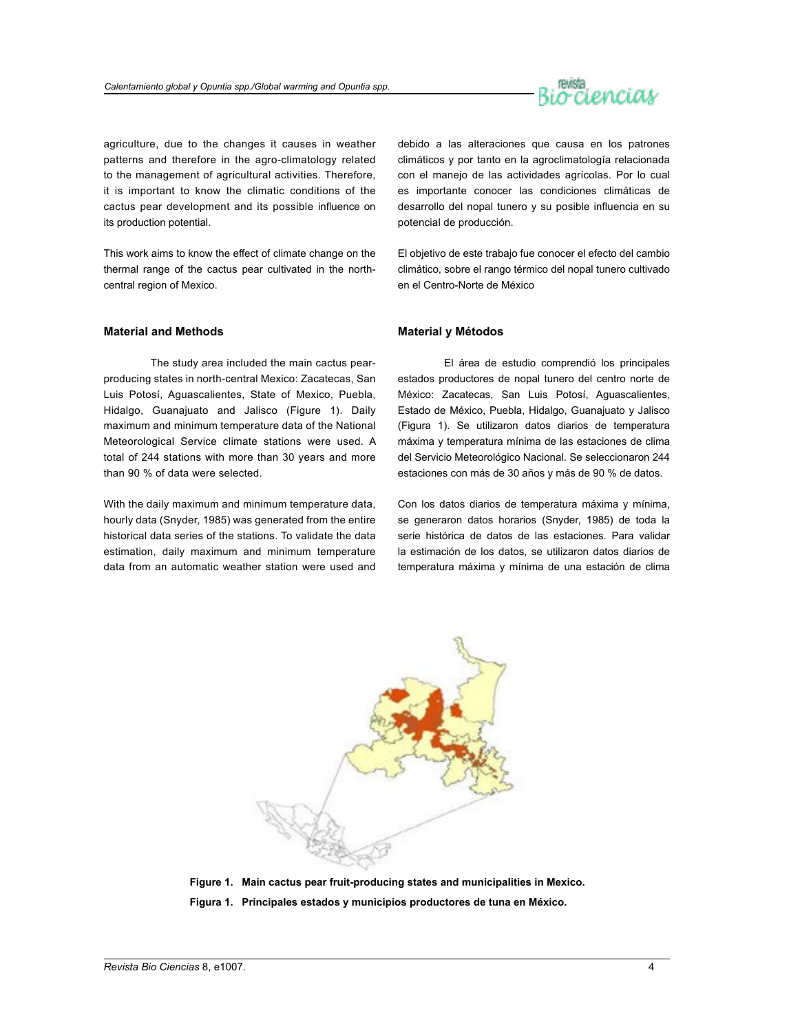agriculture, due to the changes it causes in weather patterns and therefore in the agro-climatology related to the management of agricultural activities. Therefore, it is important to know the climatic conditions of the cactus pear development and its possible influence on its production potential.

This work aims to know the effect of climate change on the thermal range of the cactus pear cultivated in the north-central region of Mexico.

debido a las alteraciones que causa en los patrones climáticos y por tanto en la agroclimatología relacionada con el manejo de las actividades agrícolas. Por lo cual es importante conocer las condiciones climáticas de desarrollo del nopal tunero y su posible influencia en su potencial de producción.

El objetivo de este trabajo fue conocer el efecto del cambio climático, sobre el rango térmico del nopal tunero cultivado en el Centro-Norte de México

## Material and Methods

The study area included the main cactus pear-producing states in north-central Mexico: Zacatecas, San Luis Potosí, Aguascalientes, State of Mexico, Puebla, Hidalgo, Guanajuato and Jalisco (Figure 1). Daily maximum and minimum temperature data of the National Meteorological Service climate stations were used. A total of 244 stations with more than 30 years and more than 90 % of data were selected.

With the daily maximum and minimum temperature data, hourly data (Snyder, 1985) was generated from the entire historical data series of the stations. To validate the data estimation, daily maximum and minimum temperature data from an automatic weather station were used and

## Material y Métodos

El área de estudio comprendió los principales estados productores de nopal tunero del centro norte de México: Zacatecas, San Luis Potosí, Aguascalientes, Estado de México, Puebla, Hidalgo, Guanajuato y Jalisco (Figura 1). Se utilizaron datos diarios de temperatura máxima y temperatura mínima de las estaciones de clima del Servicio Meteorológico Nacional. Se seleccionaron 244 estaciones con más de 30 años y más de 90 % de datos.

Con los datos diarios de temperatura máxima y mínima, se generaron datos horarios (Snyder, 1985) de toda la serie histórica de datos de las estaciones. Para validar la estimación de los datos, se utilizaron datos diarios de temperatura máxima y mínima de una estación de clima

**Figure 1. Main cactus pear fruit-producing states and municipalities in Mexico.**

**Figura 1. Principales estados y municipios productores de tuna en México.**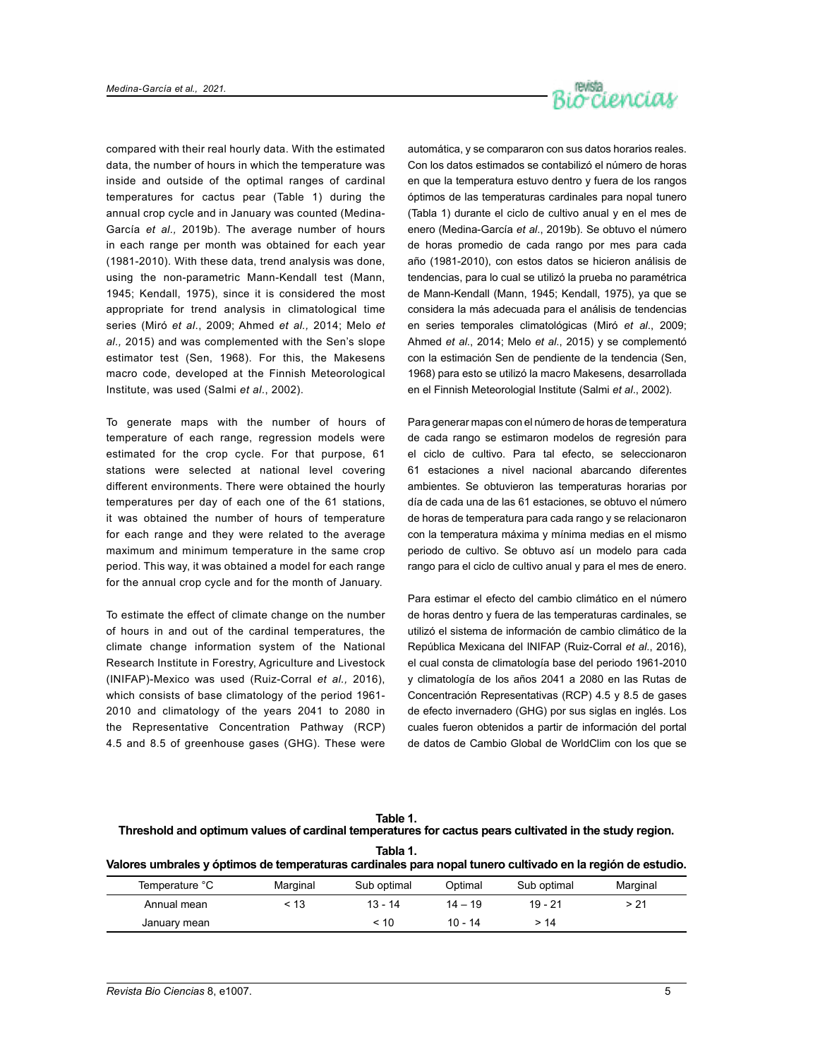compared with their real hourly data. With the estimated data, the number of hours in which the temperature was inside and outside of the optimal ranges of cardinal temperatures for cactus pear (Table 1) during the annual crop cycle and in January was counted (Medina-García *et al.,* 2019b). The average number of hours in each range per month was obtained for each year (1981-2010). With these data, trend analysis was done, using the non-parametric Mann-Kendall test (Mann, 1945; Kendall, 1975), since it is considered the most appropriate for trend analysis in climatological time series (Miró *et al*., 2009; Ahmed *et al.,* 2014; Melo *et al.,* 2015) and was complemented with the Sen's slope estimator test (Sen, 1968). For this, the Makesens macro code, developed at the Finnish Meteorological Institute, was used (Salmi *et al*., 2002).

To generate maps with the number of hours of temperature of each range, regression models were estimated for the crop cycle. For that purpose, 61 stations were selected at national level covering different environments. There were obtained the hourly temperatures per day of each one of the 61 stations, it was obtained the number of hours of temperature for each range and they were related to the average maximum and minimum temperature in the same crop period. This way, it was obtained a model for each range for the annual crop cycle and for the month of January.

To estimate the effect of climate change on the number of hours in and out of the cardinal temperatures, the climate change information system of the National Research Institute in Forestry, Agriculture and Livestock (INIFAP)-Mexico was used (Ruiz-Corral *et al.,* 2016), which consists of base climatology of the period 1961-2010 and climatology of the years 2041 to 2080 in the Representative Concentration Pathway (RCP) 4.5 and 8.5 of greenhouse gases (GHG). These were

automática, y se compararon con sus datos horarios reales. Con los datos estimados se contabilizó el número de horas en que la temperatura estuvo dentro y fuera de los rangos óptimos de las temperaturas cardinales para nopal tunero (Tabla 1) durante el ciclo de cultivo anual y en el mes de enero (Medina-García *et al*., 2019b). Se obtuvo el número de horas promedio de cada rango por mes para cada año (1981-2010), con estos datos se hicieron análisis de tendencias, para lo cual se utilizó la prueba no paramétrica de Mann-Kendall (Mann, 1945; Kendall, 1975), ya que se considera la más adecuada para el análisis de tendencias en series temporales climatológicas (Miró *et al*., 2009; Ahmed *et al*., 2014; Melo *et al*., 2015) y se complementó con la estimación Sen de pendiente de la tendencia (Sen, 1968) para esto se utilizó la macro Makesens, desarrollada en el Finnish Meteorologial Institute (Salmi *et al*., 2002).

Para generar mapas con el número de horas de temperatura de cada rango se estimaron modelos de regresión para el ciclo de cultivo. Para tal efecto, se seleccionaron 61 estaciones a nivel nacional abarcando diferentes ambientes. Se obtuvieron las temperaturas horarias por día de cada una de las 61 estaciones, se obtuvo el número de horas de temperatura para cada rango y se relacionaron con la temperatura máxima y mínima medias en el mismo periodo de cultivo. Se obtuvo así un modelo para cada rango para el ciclo de cultivo anual y para el mes de enero.

Para estimar el efecto del cambio climático en el número de horas dentro y fuera de las temperaturas cardinales, se utilizó el sistema de información de cambio climático de la República Mexicana del INIFAP (Ruiz-Corral *et al*., 2016), el cual consta de climatología base del periodo 1961-2010 y climatología de los años 2041 a 2080 en las Rutas de Concentración Representativas (RCP) 4.5 y 8.5 de gases de efecto invernadero (GHG) por sus siglas en inglés. Los cuales fueron obtenidos a partir de información del portal de datos de Cambio Global de WorldClim con los que se

**Table 1.**
**Threshold and optimum values of cardinal temperatures for cactus pears cultivated in the study region.**

**Tabla 1.**
**Valores umbrales y óptimos de temperaturas cardinales para nopal tunero cultivado en la región de estudio.**

| Temperature °C | Marginal | Sub optimal | Optimal | Sub optimal | Marginal |
|---|---|---|---|---|---|
| Annual mean | < 13 | 13 - 14 | 14 – 19 | 19 - 21 | > 21 |
| January mean | | < 10 | 10 - 14 | > 14 | |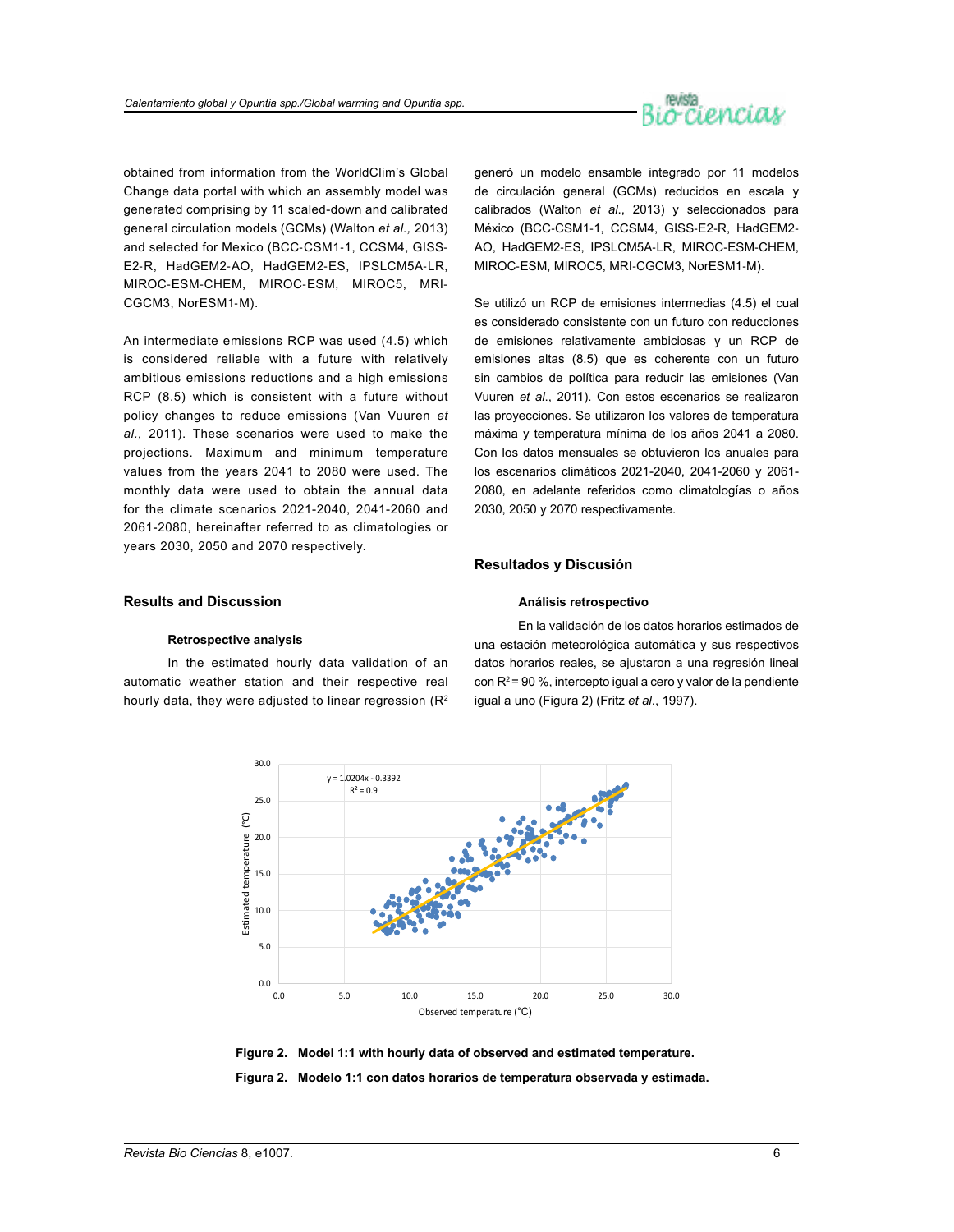obtained from information from the WorldClim's Global Change data portal with which an assembly model was generated comprising by 11 scaled-down and calibrated general circulation models (GCMs) (Walton *et al.,* 2013) and selected for Mexico (BCC-CSM1-1, CCSM4, GISS-E2-R, HadGEM2-AO, HadGEM2-ES, IPSLCM5A-LR, MIROC-ESM-CHEM, MIROC-ESM, MIROC5, MRI-CGCM3, NorESM1-M).

An intermediate emissions RCP was used (4.5) which is considered reliable with a future with relatively ambitious emissions reductions and a high emissions RCP (8.5) which is consistent with a future without policy changes to reduce emissions (Van Vuuren *et al.,* 2011). These scenarios were used to make the projections. Maximum and minimum temperature values from the years 2041 to 2080 were used. The monthly data were used to obtain the annual data for the climate scenarios 2021-2040, 2041-2060 and 2061-2080, hereinafter referred to as climatologies or years 2030, 2050 and 2070 respectively.

## Results and Discussion

### Retrospective analysis

In the estimated hourly data validation of an automatic weather station and their respective real hourly data, they were adjusted to linear regression ($R^2$

generó un modelo ensamble integrado por 11 modelos de circulación general (GCMs) reducidos en escala y calibrados (Walton *et al.*, 2013) y seleccionados para México (BCC-CSM1-1, CCSM4, GISS-E2-R, HadGEM2-AO, HadGEM2-ES, IPSLCM5A-LR, MIROC-ESM-CHEM, MIROC-ESM, MIROC5, MRI-CGCM3, NorESM1-M).

Se utilizó un RCP de emisiones intermedias (4.5) el cual es considerado consistente con un futuro con reducciones de emisiones relativamente ambiciosas y un RCP de emisiones altas (8.5) que es coherente con un futuro sin cambios de política para reducir las emisiones (Van Vuuren *et al.*, 2011). Con estos escenarios se realizaron las proyecciones. Se utilizaron los valores de temperatura máxima y temperatura mínima de los años 2041 a 2080. Con los datos mensuales se obtuvieron los anuales para los escenarios climáticos 2021-2040, 2041-2060 y 2061-2080, en adelante referidos como climatologías o años 2030, 2050 y 2070 respectivamente.

## Resultados y Discusión

### Análisis retrospectivo

En la validación de los datos horarios estimados de una estación meteorológica automática y sus respectivos datos horarios reales, se ajustaron a una regresión lineal con $R^2$ = 90 %, intercepto igual a cero y valor de la pendiente igual a uno (Figura 2) (Fritz *et al.*, 1997).

**Figure 2. Model 1:1 with hourly data of observed and estimated temperature.**

**Figura 2. Modelo 1:1 con datos horarios de temperatura observada y estimada.**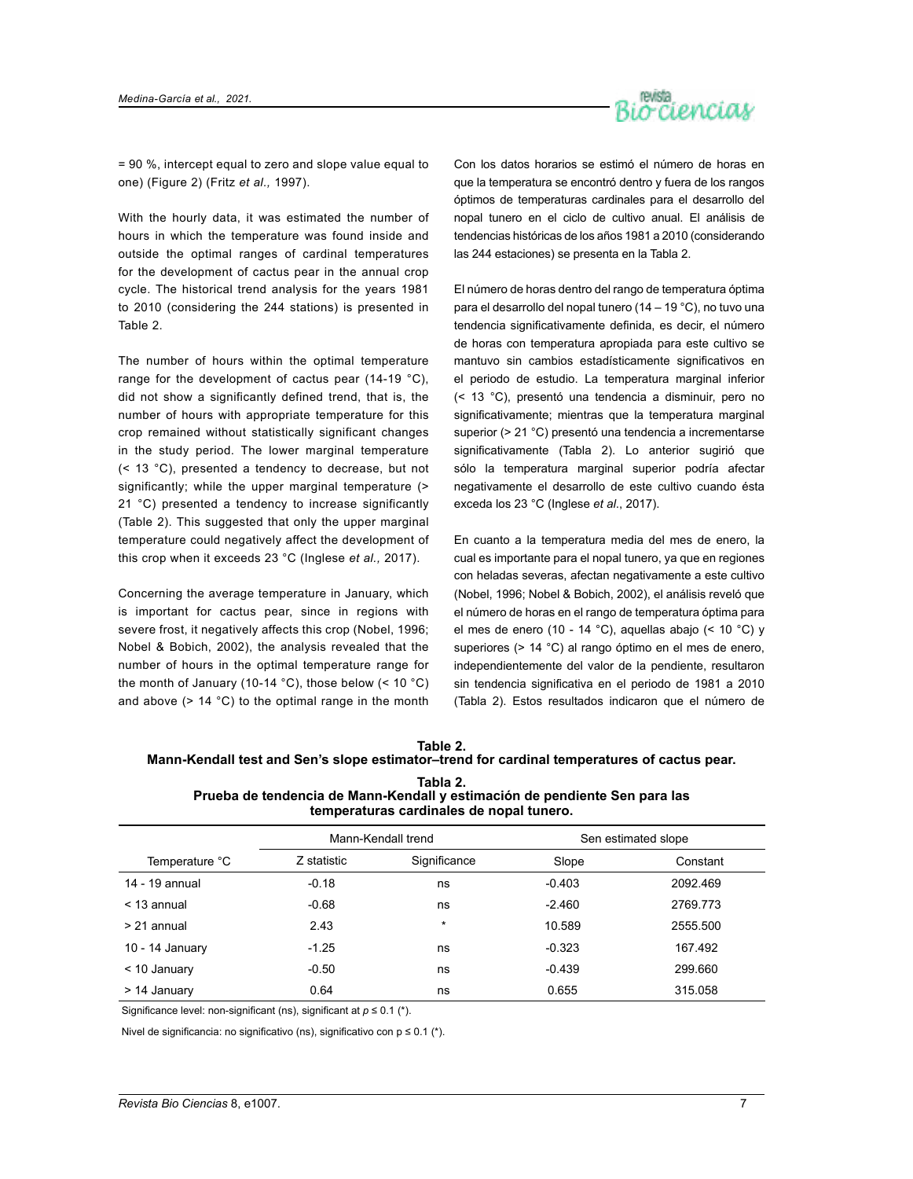= 90 %, intercept equal to zero and slope value equal to one) (Figure 2) (Fritz *et al.,* 1997).

With the hourly data, it was estimated the number of hours in which the temperature was found inside and outside the optimal ranges of cardinal temperatures for the development of cactus pear in the annual crop cycle. The historical trend analysis for the years 1981 to 2010 (considering the 244 stations) is presented in Table 2.

The number of hours within the optimal temperature range for the development of cactus pear (14-19 °C), did not show a significantly defined trend, that is, the number of hours with appropriate temperature for this crop remained without statistically significant changes in the study period. The lower marginal temperature (< 13 °C), presented a tendency to decrease, but not significantly; while the upper marginal temperature (> 21 °C) presented a tendency to increase significantly (Table 2). This suggested that only the upper marginal temperature could negatively affect the development of this crop when it exceeds 23 °C (Inglese *et al.,* 2017).

Concerning the average temperature in January, which is important for cactus pear, since in regions with severe frost, it negatively affects this crop (Nobel, 1996; Nobel & Bobich, 2002), the analysis revealed that the number of hours in the optimal temperature range for the month of January (10-14 °C), those below (< 10 °C) and above (> 14 °C) to the optimal range in the month

Con los datos horarios se estimó el número de horas en que la temperatura se encontró dentro y fuera de los rangos óptimos de temperaturas cardinales para el desarrollo del nopal tunero en el ciclo de cultivo anual. El análisis de tendencias históricas de los años 1981 a 2010 (considerando las 244 estaciones) se presenta en la Tabla 2.

El número de horas dentro del rango de temperatura óptima para el desarrollo del nopal tunero (14 – 19 °C), no tuvo una tendencia significativamente definida, es decir, el número de horas con temperatura apropiada para este cultivo se mantuvo sin cambios estadísticamente significativos en el periodo de estudio. La temperatura marginal inferior (< 13 °C), presentó una tendencia a disminuir, pero no significativamente; mientras que la temperatura marginal superior (> 21 °C) presentó una tendencia a incrementarse significativamente (Tabla 2). Lo anterior sugirió que sólo la temperatura marginal superior podría afectar negativamente el desarrollo de este cultivo cuando ésta exceda los 23 °C (Inglese *et al*., 2017).

En cuanto a la temperatura media del mes de enero, la cual es importante para el nopal tunero, ya que en regiones con heladas severas, afectan negativamente a este cultivo (Nobel, 1996; Nobel & Bobich, 2002), el análisis reveló que el número de horas en el rango de temperatura óptima para el mes de enero (10 - 14 °C), aquellas abajo (< 10 °C) y superiores (> 14 °C) al rango óptimo en el mes de enero, independientemente del valor de la pendiente, resultaron sin tendencia significativa en el periodo de 1981 a 2010 (Tabla 2). Estos resultados indicaron que el número de

**Table 2.**
**Mann-Kendall test and Sen's slope estimator–trend for cardinal temperatures of cactus pear.**

**Tabla 2.**
**Prueba de tendencia de Mann-Kendall y estimación de pendiente Sen para las temperaturas cardinales de nopal tunero.**

| | Mann-Kendall trend | | Sen estimated slope | |
|---|---|---|---|---|
| Temperature °C | Z statistic | Significance | Slope | Constant |
| 14 - 19 annual | -0.18 | ns | -0.403 | 2092.469 |
| < 13 annual | -0.68 | ns | -2.460 | 2769.773 |
| > 21 annual | 2.43 | * | 10.589 | 2555.500 |
| 10 - 14 January | -1.25 | ns | -0.323 | 167.492 |
| < 10 January | -0.50 | ns | -0.439 | 299.660 |
| > 14 January | 0.64 | ns | 0.655 | 315.058 |

Significance level: non-significant (ns), significant at $p \leq 0.1$ (*).

Nivel de significancia: no significativo (ns), significativo con $p \leq 0.1$ (*).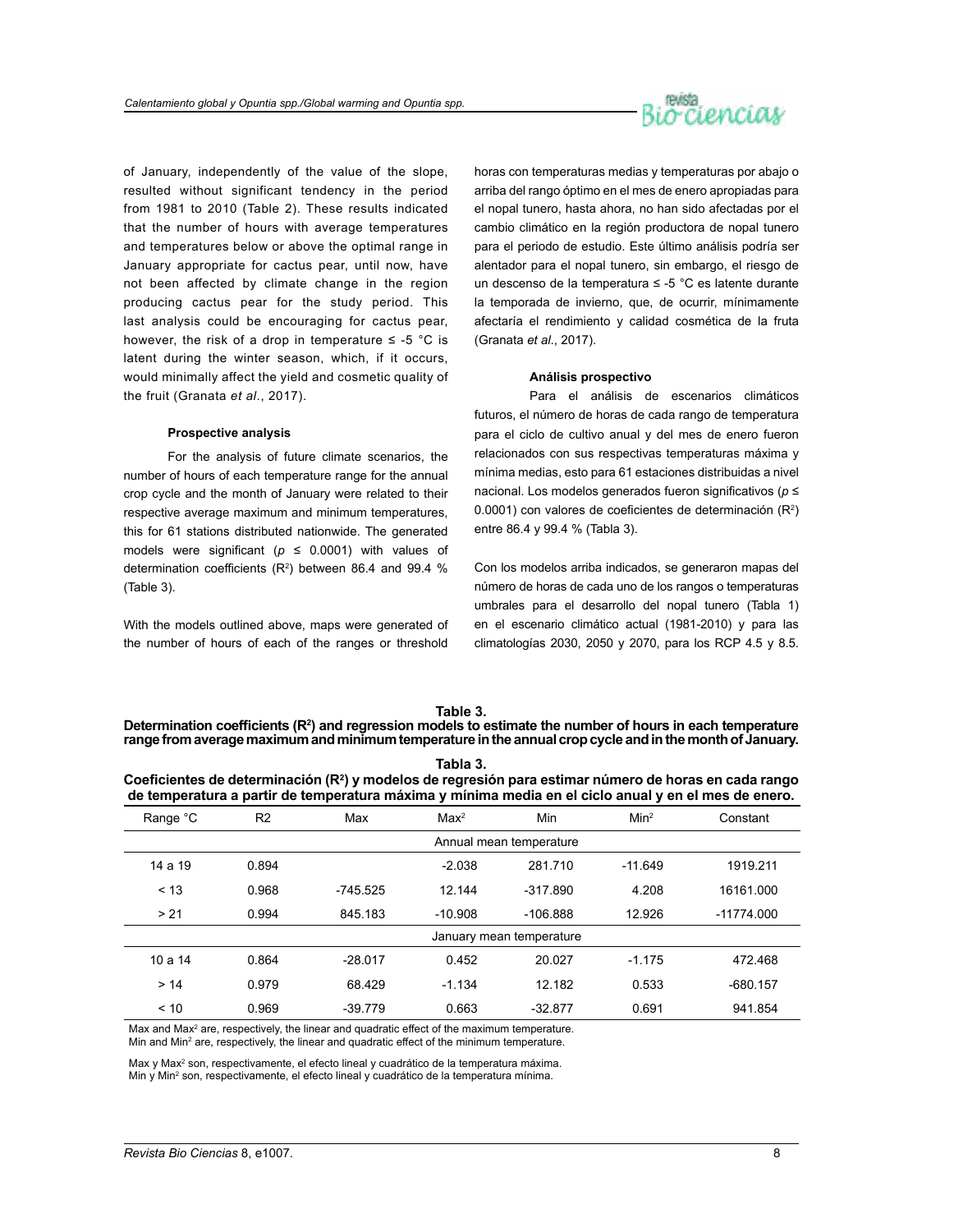of January, independently of the value of the slope, resulted without significant tendency in the period from 1981 to 2010 (Table 2). These results indicated that the number of hours with average temperatures and temperatures below or above the optimal range in January appropriate for cactus pear, until now, have not been affected by climate change in the region producing cactus pear for the study period. This last analysis could be encouraging for cactus pear, however, the risk of a drop in temperature ≤ -5 °C is latent during the winter season, which, if it occurs, would minimally affect the yield and cosmetic quality of the fruit (Granata *et al*., 2017).

#### Prospective analysis

For the analysis of future climate scenarios, the number of hours of each temperature range for the annual crop cycle and the month of January were related to their respective average maximum and minimum temperatures, this for 61 stations distributed nationwide. The generated models were significant ($p \leq 0.0001$) with values of determination coefficients ($R^2$) between 86.4 and 99.4 % (Table 3).

With the models outlined above, maps were generated of the number of hours of each of the ranges or threshold

horas con temperaturas medias y temperaturas por abajo o arriba del rango óptimo en el mes de enero apropiadas para el nopal tunero, hasta ahora, no han sido afectadas por el cambio climático en la región productora de nopal tunero para el periodo de estudio. Este último análisis podría ser alentador para el nopal tunero, sin embargo, el riesgo de un descenso de la temperatura ≤ -5 °C es latente durante la temporada de invierno, que, de ocurrir, mínimamente afectaría el rendimiento y calidad cosmética de la fruta (Granata *et al*., 2017).

#### Análisis prospectivo

Para el análisis de escenarios climáticos futuros, el número de horas de cada rango de temperatura para el ciclo de cultivo anual y del mes de enero fueron relacionados con sus respectivas temperaturas máxima y mínima medias, esto para 61 estaciones distribuidas a nivel nacional. Los modelos generados fueron significativos ($p \leq 0.0001$) con valores de coeficientes de determinación ($R^2$) entre 86.4 y 99.4 % (Tabla 3).

Con los modelos arriba indicados, se generaron mapas del número de horas de cada uno de los rangos o temperaturas umbrales para el desarrollo del nopal tunero (Tabla 1) en el escenario climático actual (1981-2010) y para las climatologías 2030, 2050 y 2070, para los RCP 4.5 y 8.5.

**Table 3.**
**Determination coefficients ($R^2$) and regression models to estimate the number of hours in each temperature range from average maximum and minimum temperature in the annual crop cycle and in the month of January.**

**Tabla 3.**
**Coeficientes de determinación ($R^2$) y modelos de regresión para estimar número de horas en cada rango de temperatura a partir de temperatura máxima y mínima media en el ciclo anual y en el mes de enero.**

| Range °C | R2 | Max | Max$^2$ | Min | Min$^2$ | Constant |
|---|---|---|---|---|---|---|
| | | | Annual mean temperature | | | |
| 14 a 19 | 0.894 | | -2.038 | 281.710 | -11.649 | 1919.211 |
| < 13 | 0.968 | -745.525 | 12.144 | -317.890 | 4.208 | 16161.000 |
| > 21 | 0.994 | 845.183 | -10.908 | -106.888 | 12.926 | -11774.000 |
| | | | January mean temperature | | | |
| 10 a 14 | 0.864 | -28.017 | 0.452 | 20.027 | -1.175 | 472.468 |
| > 14 | 0.979 | 68.429 | -1.134 | 12.182 | 0.533 | -680.157 |
| < 10 | 0.969 | -39.779 | 0.663 | -32.877 | 0.691 | 941.854 |

Max and Max$^2$ are, respectively, the linear and quadratic effect of the maximum temperature.
Min and Min$^2$ are, respectively, the linear and quadratic effect of the minimum temperature.

Max y Max$^2$ son, respectivamente, el efecto lineal y cuadrático de la temperatura máxima.
Min y Min$^2$ son, respectivamente, el efecto lineal y cuadrático de la temperatura mínima.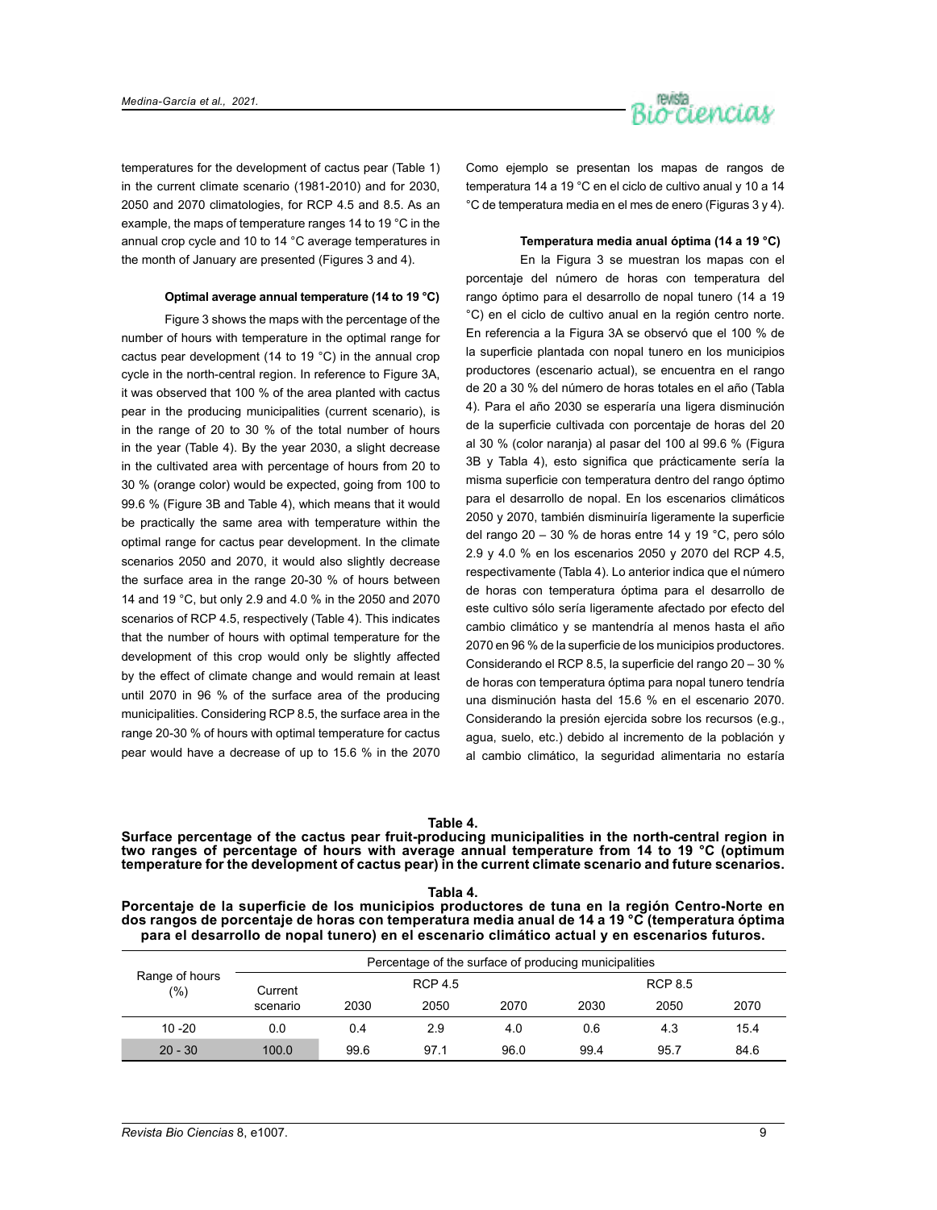temperatures for the development of cactus pear (Table 1) in the current climate scenario (1981-2010) and for 2030, 2050 and 2070 climatologies, for RCP 4.5 and 8.5. As an example, the maps of temperature ranges 14 to 19 °C in the annual crop cycle and 10 to 14 °C average temperatures in the month of January are presented (Figures 3 and 4).

#### Optimal average annual temperature (14 to 19 °C)

Figure 3 shows the maps with the percentage of the number of hours with temperature in the optimal range for cactus pear development (14 to 19 °C) in the annual crop cycle in the north-central region. In reference to Figure 3A, it was observed that 100 % of the area planted with cactus pear in the producing municipalities (current scenario), is in the range of 20 to 30 % of the total number of hours in the year (Table 4). By the year 2030, a slight decrease in the cultivated area with percentage of hours from 20 to 30 % (orange color) would be expected, going from 100 to 99.6 % (Figure 3B and Table 4), which means that it would be practically the same area with temperature within the optimal range for cactus pear development. In the climate scenarios 2050 and 2070, it would also slightly decrease the surface area in the range 20-30 % of hours between 14 and 19 °C, but only 2.9 and 4.0 % in the 2050 and 2070 scenarios of RCP 4.5, respectively (Table 4). This indicates that the number of hours with optimal temperature for the development of this crop would only be slightly affected by the effect of climate change and would remain at least until 2070 in 96 % of the surface area of the producing municipalities. Considering RCP 8.5, the surface area in the range 20-30 % of hours with optimal temperature for cactus pear would have a decrease of up to 15.6 % in the 2070

Como ejemplo se presentan los mapas de rangos de temperatura 14 a 19 °C en el ciclo de cultivo anual y 10 a 14 °C de temperatura media en el mes de enero (Figuras 3 y 4).

#### Temperatura media anual óptima (14 a 19 °C)

En la Figura 3 se muestran los mapas con el porcentaje del número de horas con temperatura del rango óptimo para el desarrollo de nopal tunero (14 a 19 °C) en el ciclo de cultivo anual en la región centro norte. En referencia a la Figura 3A se observó que el 100 % de la superficie plantada con nopal tunero en los municipios productores (escenario actual), se encuentra en el rango de 20 a 30 % del número de horas totales en el año (Tabla 4). Para el año 2030 se esperaría una ligera disminución de la superficie cultivada con porcentaje de horas del 20 al 30 % (color naranja) al pasar del 100 al 99.6 % (Figura 3B y Tabla 4), esto significa que prácticamente sería la misma superficie con temperatura dentro del rango óptimo para el desarrollo de nopal. En los escenarios climáticos 2050 y 2070, también disminuiría ligeramente la superficie del rango 20 – 30 % de horas entre 14 y 19 °C, pero sólo 2.9 y 4.0 % en los escenarios 2050 y 2070 del RCP 4.5, respectivamente (Tabla 4). Lo anterior indica que el número de horas con temperatura óptima para el desarrollo de este cultivo sólo sería ligeramente afectado por efecto del cambio climático y se mantendría al menos hasta el año 2070 en 96 % de la superficie de los municipios productores. Considerando el RCP 8.5, la superficie del rango 20 – 30 % de horas con temperatura óptima para nopal tunero tendría una disminución hasta del 15.6 % en el escenario 2070. Considerando la presión ejercida sobre los recursos (e.g., agua, suelo, etc.) debido al incremento de la población y al cambio climático, la seguridad alimentaria no estaría

**Table 4.**
**Surface percentage of the cactus pear fruit-producing municipalities in the north-central region in two ranges of percentage of hours with average annual temperature from 14 to 19 °C (optimum temperature for the development of cactus pear) in the current climate scenario and future scenarios.**

**Tabla 4.**
**Porcentaje de la superficie de los municipios productores de tuna en la región Centro-Norte en dos rangos de porcentaje de horas con temperatura media anual de 14 a 19 °C (temperatura óptima para el desarrollo de nopal tunero) en el escenario climático actual y en escenarios futuros.**

| Range of hours (%) | Percentage of the surface of producing municipalities | | | | | | |
|---|---|---|---|---|---|---|---|
| | Current scenario | RCP 4.5 | | | RCP 8.5 | | |
| | | 2030 | 2050 | 2070 | 2030 | 2050 | 2070 |
| 10 -20 | 0.0 | 0.4 | 2.9 | 4.0 | 0.6 | 4.3 | 15.4 |
| 20 - 30 | 100.0 | 99.6 | 97.1 | 96.0 | 99.4 | 95.7 | 84.6 |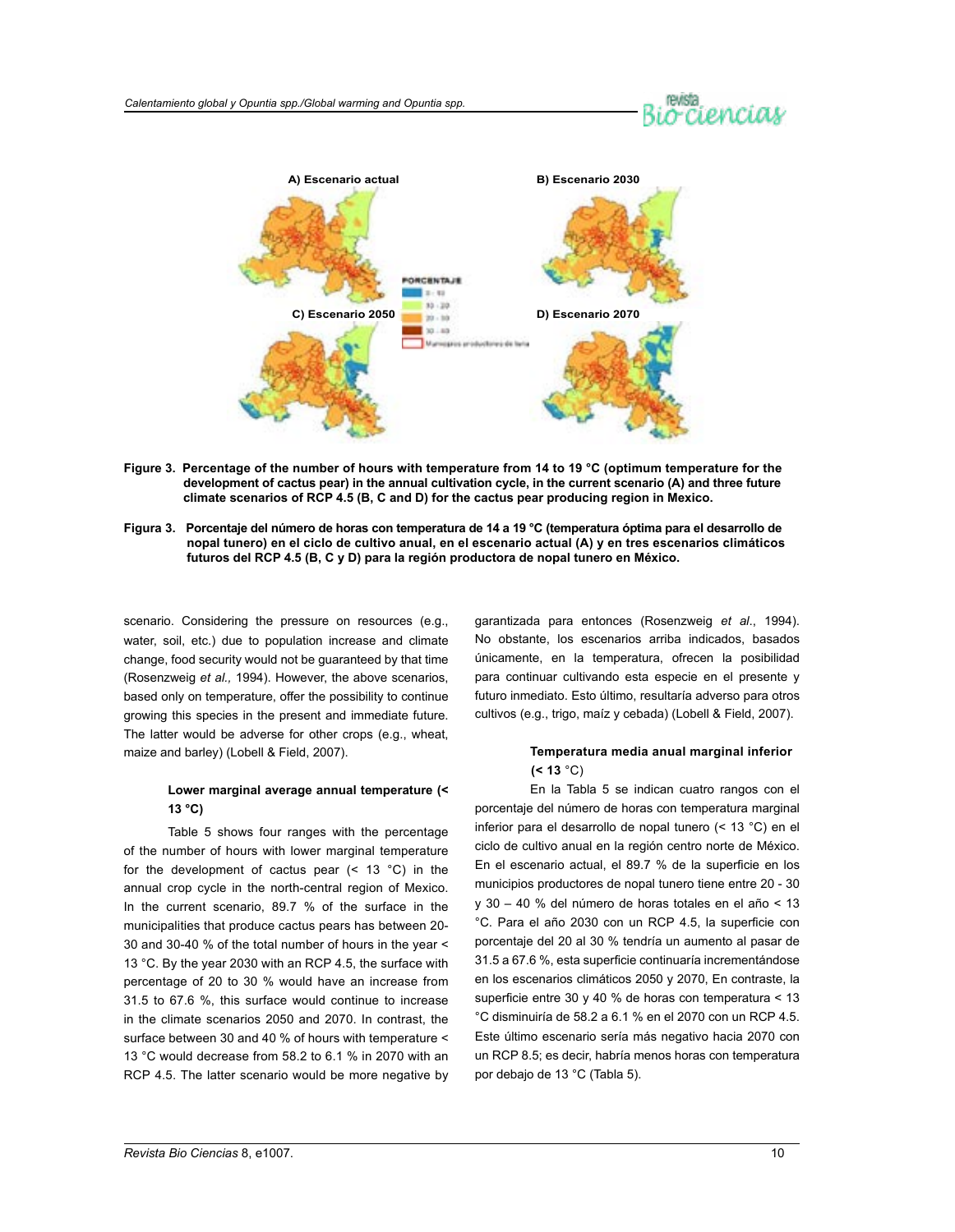**Figure 3. Percentage of the number of hours with temperature from 14 to 19 °C (optimum temperature for the development of cactus pear) in the annual cultivation cycle, in the current scenario (A) and three future climate scenarios of RCP 4.5 (B, C and D) for the cactus pear producing region in Mexico.**

**Figura 3. Porcentaje del número de horas con temperatura de 14 a 19 °C (temperatura óptima para el desarrollo de nopal tunero) en el ciclo de cultivo anual, en el escenario actual (A) y en tres escenarios climáticos futuros del RCP 4.5 (B, C y D) para la región productora de nopal tunero en México.**

scenario. Considering the pressure on resources (e.g., water, soil, etc.) due to population increase and climate change, food security would not be guaranteed by that time (Rosenzweig *et al.,* 1994). However, the above scenarios, based only on temperature, offer the possibility to continue growing this species in the present and immediate future. The latter would be adverse for other crops (e.g., wheat, maize and barley) (Lobell & Field, 2007).

#### Lower marginal average annual temperature (< 13 °C)

Table 5 shows four ranges with the percentage of the number of hours with lower marginal temperature for the development of cactus pear (< 13 °C) in the annual crop cycle in the north-central region of Mexico. In the current scenario, 89.7 % of the surface in the municipalities that produce cactus pears has between 20-30 and 30-40 % of the total number of hours in the year < 13 °C. By the year 2030 with an RCP 4.5, the surface with percentage of 20 to 30 % would have an increase from 31.5 to 67.6 %, this surface would continue to increase in the climate scenarios 2050 and 2070. In contrast, the surface between 30 and 40 % of hours with temperature < 13 °C would decrease from 58.2 to 6.1 % in 2070 with an RCP 4.5. The latter scenario would be more negative by

garantizada para entonces (Rosenzweig *et al*., 1994). No obstante, los escenarios arriba indicados, basados únicamente, en la temperatura, ofrecen la posibilidad para continuar cultivando esta especie en el presente y futuro inmediato. Esto último, resultaría adverso para otros cultivos (e.g., trigo, maíz y cebada) (Lobell & Field, 2007).

#### Temperatura media anual marginal inferior (< 13 °C)

En la Tabla 5 se indican cuatro rangos con el porcentaje del número de horas con temperatura marginal inferior para el desarrollo de nopal tunero (< 13 °C) en el ciclo de cultivo anual en la región centro norte de México. En el escenario actual, el 89.7 % de la superficie en los municipios productores de nopal tunero tiene entre 20 - 30 y 30 – 40 % del número de horas totales en el año < 13 °C. Para el año 2030 con un RCP 4.5, la superficie con porcentaje del 20 al 30 % tendría un aumento al pasar de 31.5 a 67.6 %, esta superficie continuaría incrementándose en los escenarios climáticos 2050 y 2070, En contraste, la superficie entre 30 y 40 % de horas con temperatura < 13 °C disminuiría de 58.2 a 6.1 % en el 2070 con un RCP 4.5. Este último escenario sería más negativo hacia 2070 con un RCP 8.5; es decir, habría menos horas con temperatura por debajo de 13 °C (Tabla 5).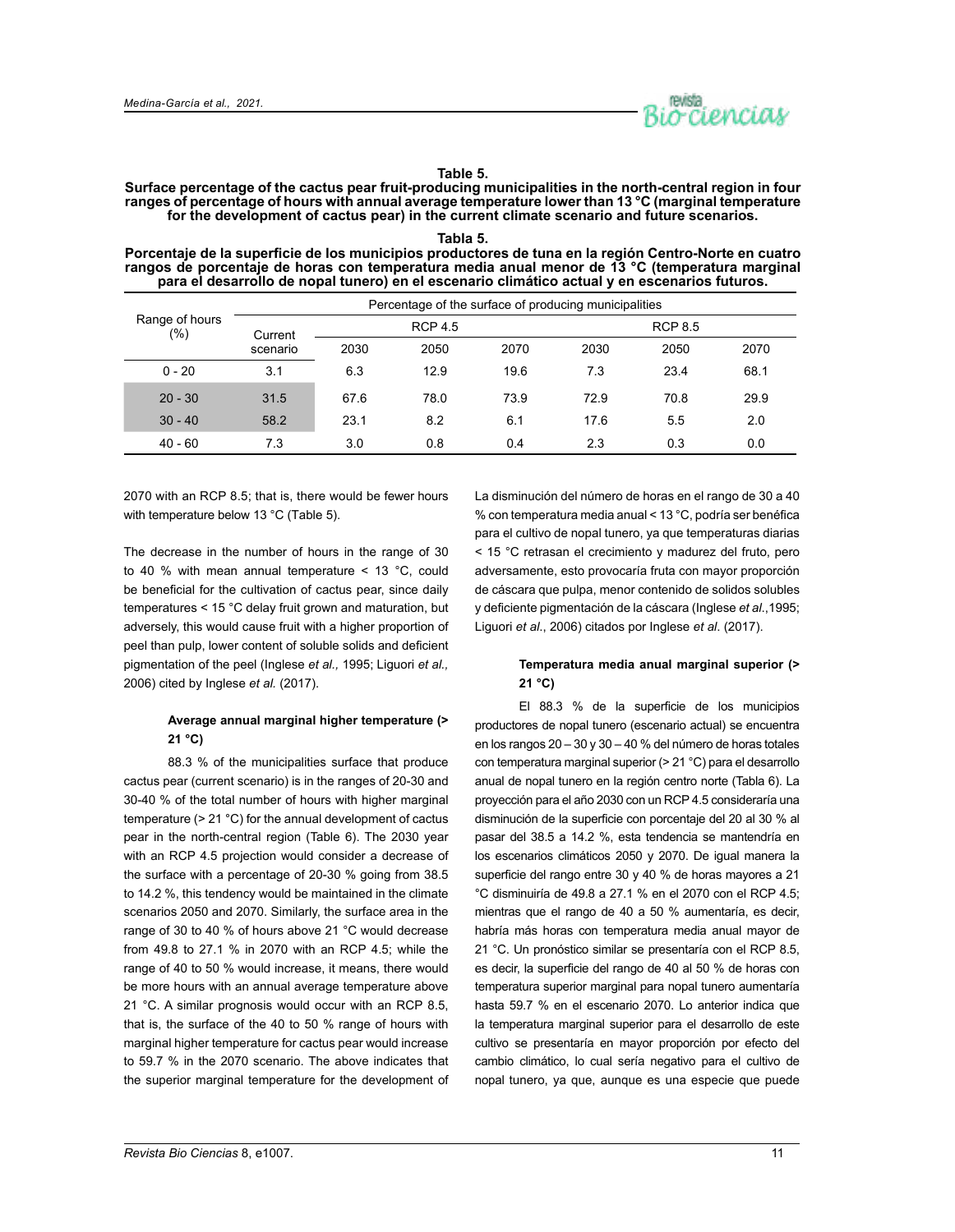**Table 5.**
**Surface percentage of the cactus pear fruit-producing municipalities in the north-central region in four ranges of percentage of hours with annual average temperature lower than 13 °C (marginal temperature for the development of cactus pear) in the current climate scenario and future scenarios.**

**Tabla 5.**
**Porcentaje de la superficie de los municipios productores de tuna en la región Centro-Norte en cuatro rangos de porcentaje de horas con temperatura media anual menor de 13 °C (temperatura marginal para el desarrollo de nopal tunero) en el escenario climático actual y en escenarios futuros.**

| Range of hours (%) | Percentage of the surface of producing municipalities | | | | | | |
|---|---|---|---|---|---|---|---|
| | Current scenario | RCP 4.5 | | | RCP 8.5 | | |
| | | 2030 | 2050 | 2070 | 2030 | 2050 | 2070 |
| 0 - 20 | 3.1 | 6.3 | 12.9 | 19.6 | 7.3 | 23.4 | 68.1 |
| 20 - 30 | 31.5 | 67.6 | 78.0 | 73.9 | 72.9 | 70.8 | 29.9 |
| 30 - 40 | 58.2 | 23.1 | 8.2 | 6.1 | 17.6 | 5.5 | 2.0 |
| 40 - 60 | 7.3 | 3.0 | 0.8 | 0.4 | 2.3 | 0.3 | 0.0 |

2070 with an RCP 8.5; that is, there would be fewer hours with temperature below 13 °C (Table 5).

The decrease in the number of hours in the range of 30 to 40 % with mean annual temperature < 13 °C, could be beneficial for the cultivation of cactus pear, since daily temperatures < 15 °C delay fruit grown and maturation, but adversely, this would cause fruit with a higher proportion of peel than pulp, lower content of soluble solids and deficient pigmentation of the peel (Inglese *et al.,* 1995; Liguori *et al.,* 2006) cited by Inglese *et al.* (2017).

#### Average annual marginal higher temperature (> 21 °C)

88.3 % of the municipalities surface that produce cactus pear (current scenario) is in the ranges of 20-30 and 30-40 % of the total number of hours with higher marginal temperature (> 21 °C) for the annual development of cactus pear in the north-central region (Table 6). The 2030 year with an RCP 4.5 projection would consider a decrease of the surface with a percentage of 20-30 % going from 38.5 to 14.2 %, this tendency would be maintained in the climate scenarios 2050 and 2070. Similarly, the surface area in the range of 30 to 40 % of hours above 21 °C would decrease from 49.8 to 27.1 % in 2070 with an RCP 4.5; while the range of 40 to 50 % would increase, it means, there would be more hours with an annual average temperature above 21 °C. A similar prognosis would occur with an RCP 8.5, that is, the surface of the 40 to 50 % range of hours with marginal higher temperature for cactus pear would increase to 59.7 % in the 2070 scenario. The above indicates that the superior marginal temperature for the development of

La disminución del número de horas en el rango de 30 a 40 % con temperatura media anual < 13 °C, podría ser benéfica para el cultivo de nopal tunero, ya que temperaturas diarias < 15 °C retrasan el crecimiento y madurez del fruto, pero adversamente, esto provocaría fruta con mayor proporción de cáscara que pulpa, menor contenido de solidos solubles y deficiente pigmentación de la cáscara (Inglese *et al.*,1995; Liguori *et al.*, 2006) citados por Inglese *et al.* (2017).

#### Temperatura media anual marginal superior (> 21 °C)

El 88.3 % de la superficie de los municipios productores de nopal tunero (escenario actual) se encuentra en los rangos 20 – 30 y 30 – 40 % del número de horas totales con temperatura marginal superior (> 21 °C) para el desarrollo anual de nopal tunero en la región centro norte (Tabla 6). La proyección para el año 2030 con un RCP 4.5 consideraría una disminución de la superficie con porcentaje del 20 al 30 % al pasar del 38.5 a 14.2 %, esta tendencia se mantendría en los escenarios climáticos 2050 y 2070. De igual manera la superficie del rango entre 30 y 40 % de horas mayores a 21 °C disminuiría de 49.8 a 27.1 % en el 2070 con el RCP 4.5; mientras que el rango de 40 a 50 % aumentaría, es decir, habría más horas con temperatura media anual mayor de 21 °C. Un pronóstico similar se presentaría con el RCP 8.5, es decir, la superficie del rango de 40 al 50 % de horas con temperatura superior marginal para nopal tunero aumentaría hasta 59.7 % en el escenario 2070. Lo anterior indica que la temperatura marginal superior para el desarrollo de este cultivo se presentaría en mayor proporción por efecto del cambio climático, lo cual sería negativo para el cultivo de nopal tunero, ya que, aunque es una especie que puede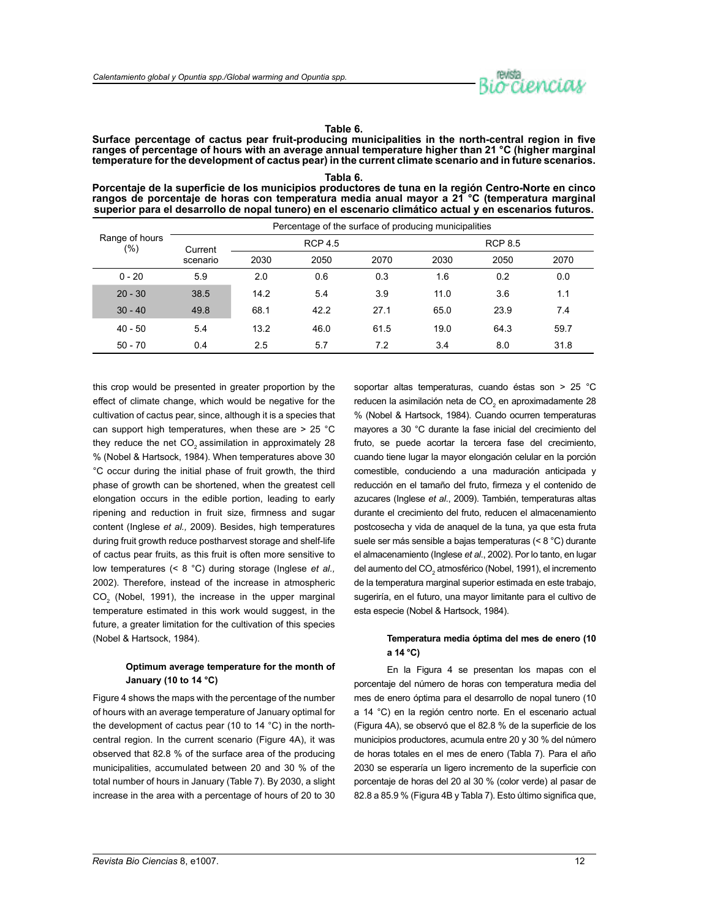**Table 6.**
**Surface percentage of cactus pear fruit-producing municipalities in the north-central region in five ranges of percentage of hours with an average annual temperature higher than 21 °C (higher marginal temperature for the development of cactus pear) in the current climate scenario and in future scenarios.**

**Tabla 6.**
**Porcentaje de la superficie de los municipios productores de tuna en la región Centro-Norte en cinco rangos de porcentaje de horas con temperatura media anual mayor a 21 °C (temperatura marginal superior para el desarrollo de nopal tunero) en el escenario climático actual y en escenarios futuros.**

| Range of hours (%) | Percentage of the surface of producing municipalities | | | | | | |
|---|---|---|---|---|---|---|---|
| | Current scenario | RCP 4.5 | | | RCP 8.5 | | |
| | | 2030 | 2050 | 2070 | 2030 | 2050 | 2070 |
| 0 - 20 | 5.9 | 2.0 | 0.6 | 0.3 | 1.6 | 0.2 | 0.0 |
| 20 - 30 | 38.5 | 14.2 | 5.4 | 3.9 | 11.0 | 3.6 | 1.1 |
| 30 - 40 | 49.8 | 68.1 | 42.2 | 27.1 | 65.0 | 23.9 | 7.4 |
| 40 - 50 | 5.4 | 13.2 | 46.0 | 61.5 | 19.0 | 64.3 | 59.7 |
| 50 - 70 | 0.4 | 2.5 | 5.7 | 7.2 | 3.4 | 8.0 | 31.8 |

this crop would be presented in greater proportion by the effect of climate change, which would be negative for the cultivation of cactus pear, since, although it is a species that can support high temperatures, when these are > 25 °C they reduce the net $CO_2$ assimilation in approximately 28 % (Nobel & Hartsock, 1984). When temperatures above 30 °C occur during the initial phase of fruit growth, the third phase of growth can be shortened, when the greatest cell elongation occurs in the edible portion, leading to early ripening and reduction in fruit size, firmness and sugar content (Inglese *et al.,* 2009). Besides, high temperatures during fruit growth reduce postharvest storage and shelf-life of cactus pear fruits, as this fruit is often more sensitive to low temperatures (< 8 °C) during storage (Inglese *et al.,* 2002). Therefore, instead of the increase in atmospheric $CO_2$ (Nobel, 1991), the increase in the upper marginal temperature estimated in this work would suggest, in the future, a greater limitation for the cultivation of this species (Nobel & Hartsock, 1984).

#### Optimum average temperature for the month of January (10 to 14 °C)

Figure 4 shows the maps with the percentage of the number of hours with an average temperature of January optimal for the development of cactus pear (10 to 14 °C) in the north-central region. In the current scenario (Figure 4A), it was observed that 82.8 % of the surface area of the producing municipalities, accumulated between 20 and 30 % of the total number of hours in January (Table 7). By 2030, a slight increase in the area with a percentage of hours of 20 to 30

soportar altas temperaturas, cuando éstas son > 25 °C reducen la asimilación neta de $CO_2$ en aproximadamente 28 % (Nobel & Hartsock, 1984). Cuando ocurren temperaturas mayores a 30 °C durante la fase inicial del crecimiento del fruto, se puede acortar la tercera fase del crecimiento, cuando tiene lugar la mayor elongación celular en la porción comestible, conduciendo a una maduración anticipada y reducción en el tamaño del fruto, firmeza y el contenido de azucares (Inglese *et al*., 2009). También, temperaturas altas durante el crecimiento del fruto, reducen el almacenamiento postcosecha y vida de anaquel de la tuna, ya que esta fruta suele ser más sensible a bajas temperaturas (< 8 °C) durante el almacenamiento (Inglese *et al*., 2002). Por lo tanto, en lugar del aumento del $CO_2$ atmosférico (Nobel, 1991), el incremento de la temperatura marginal superior estimada en este trabajo, sugeriría, en el futuro, una mayor limitante para el cultivo de esta especie (Nobel & Hartsock, 1984).

#### Temperatura media óptima del mes de enero (10 a 14 °C)

En la Figura 4 se presentan los mapas con el porcentaje del número de horas con temperatura media del mes de enero óptima para el desarrollo de nopal tunero (10 a 14 °C) en la región centro norte. En el escenario actual (Figura 4A), se observó que el 82.8 % de la superficie de los municipios productores, acumula entre 20 y 30 % del número de horas totales en el mes de enero (Tabla 7). Para el año 2030 se esperaría un ligero incremento de la superficie con porcentaje de horas del 20 al 30 % (color verde) al pasar de 82.8 a 85.9 % (Figura 4B y Tabla 7). Esto último significa que,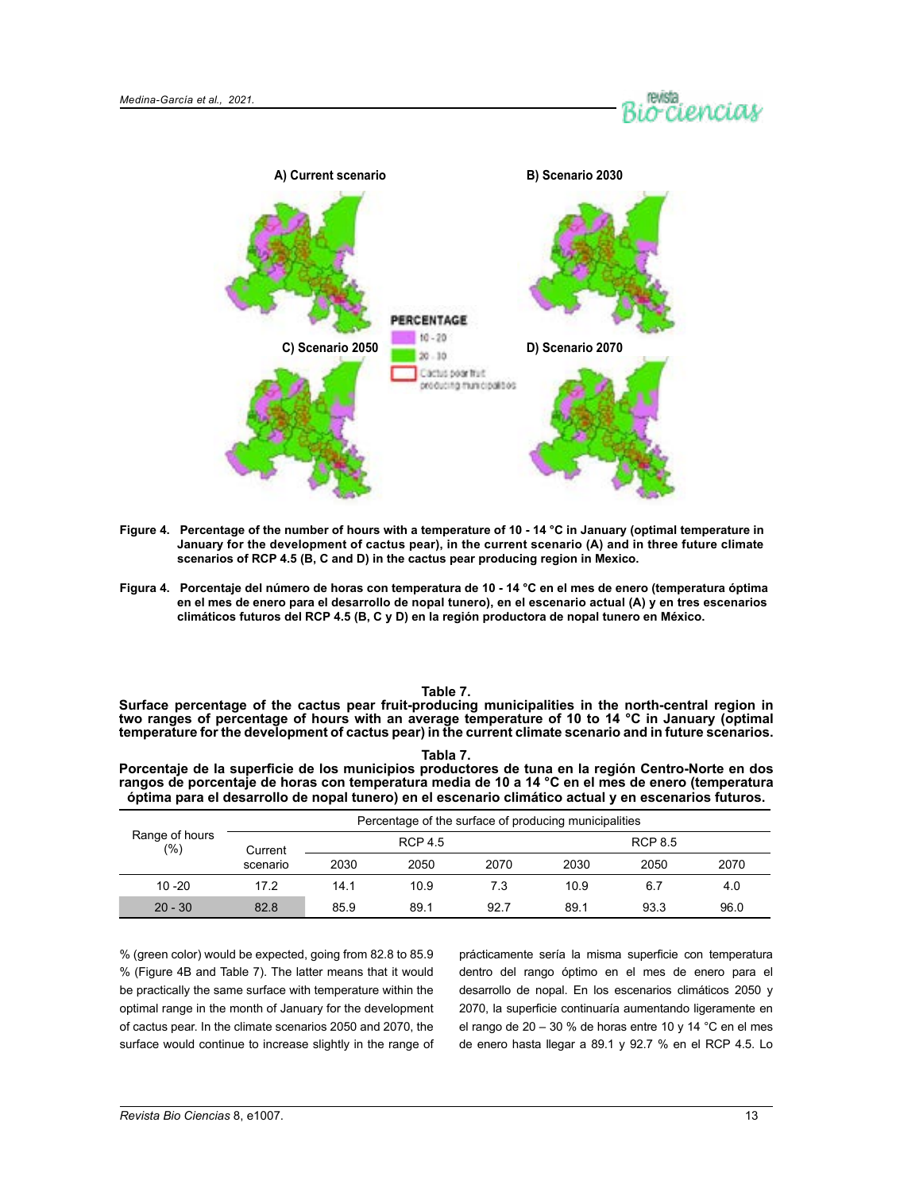**Figure 4.** Percentage of the number of hours with a temperature of 10 - 14 °C in January (optimal temperature in January for the development of cactus pear), in the current scenario (A) and in three future climate scenarios of RCP 4.5 (B, C and D) in the cactus pear producing region in Mexico.

**Figura 4.** Porcentaje del número de horas con temperatura de 10 - 14 °C en el mes de enero (temperatura óptima en el mes de enero para el desarrollo de nopal tunero), en el escenario actual (A) y en tres escenarios climáticos futuros del RCP 4.5 (B, C y D) en la región productora de nopal tunero en México.

**Table 7.**
**Surface percentage of the cactus pear fruit-producing municipalities in the north-central region in two ranges of percentage of hours with an average temperature of 10 to 14 °C in January (optimal temperature for the development of cactus pear) in the current climate scenario and in future scenarios.**

**Tabla 7.**
**Porcentaje de la superficie de los municipios productores de tuna en la región Centro-Norte en dos rangos de porcentaje de horas con temperatura media de 10 a 14 °C en el mes de enero (temperatura óptima para el desarrollo de nopal tunero) en el escenario climático actual y en escenarios futuros.**

| Range of hours (%) | Percentage of the surface of producing municipalities | | | | | | |
|---|---|---|---|---|---|---|---|
| | Current scenario | RCP 4.5 | | | RCP 8.5 | | |
| | | 2030 | 2050 | 2070 | 2030 | 2050 | 2070 |
| 10 -20 | 17.2 | 14.1 | 10.9 | 7.3 | 10.9 | 6.7 | 4.0 |
| 20 - 30 | 82.8 | 85.9 | 89.1 | 92.7 | 89.1 | 93.3 | 96.0 |

% (green color) would be expected, going from 82.8 to 85.9 % (Figure 4B and Table 7). The latter means that it would be practically the same surface with temperature within the optimal range in the month of January for the development of cactus pear. In the climate scenarios 2050 and 2070, the surface would continue to increase slightly in the range of

prácticamente sería la misma superficie con temperatura dentro del rango óptimo en el mes de enero para el desarrollo de nopal. En los escenarios climáticos 2050 y 2070, la superficie continuaría aumentando ligeramente en el rango de 20 – 30 % de horas entre 10 y 14 °C en el mes de enero hasta llegar a 89.1 y 92.7 % en el RCP 4.5. Lo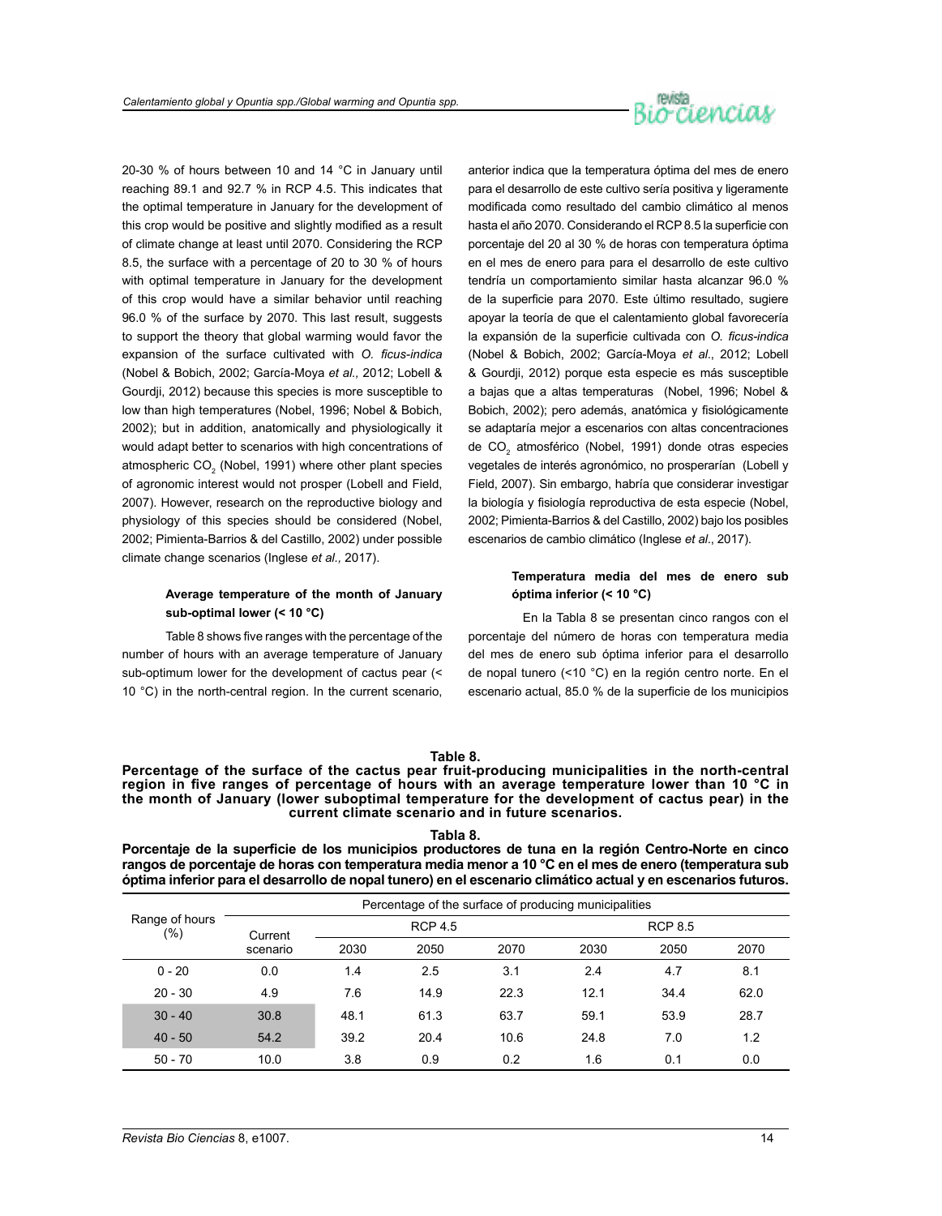20-30 % of hours between 10 and 14 °C in January until reaching 89.1 and 92.7 % in RCP 4.5. This indicates that the optimal temperature in January for the development of this crop would be positive and slightly modified as a result of climate change at least until 2070. Considering the RCP 8.5, the surface with a percentage of 20 to 30 % of hours with optimal temperature in January for the development of this crop would have a similar behavior until reaching 96.0 % of the surface by 2070. This last result, suggests to support the theory that global warming would favor the expansion of the surface cultivated with *O. ficus-indica* (Nobel & Bobich, 2002; García-Moya *et al.,* 2012; Lobell & Gourdji, 2012) because this species is more susceptible to low than high temperatures (Nobel, 1996; Nobel & Bobich, 2002); but in addition, anatomically and physiologically it would adapt better to scenarios with high concentrations of atmospheric $CO_2$ (Nobel, 1991) where other plant species of agronomic interest would not prosper (Lobell and Field, 2007). However, research on the reproductive biology and physiology of this species should be considered (Nobel, 2002; Pimienta-Barrios & del Castillo, 2002) under possible climate change scenarios (Inglese *et al.,* 2017).

anterior indica que la temperatura óptima del mes de enero para el desarrollo de este cultivo sería positiva y ligeramente modificada como resultado del cambio climático al menos hasta el año 2070. Considerando el RCP 8.5 la superficie con porcentaje del 20 al 30 % de horas con temperatura óptima en el mes de enero para para el desarrollo de este cultivo tendría un comportamiento similar hasta alcanzar 96.0 % de la superficie para 2070. Este último resultado, sugiere apoyar la teoría de que el calentamiento global favorecería la expansión de la superficie cultivada con *O. ficus-indica* (Nobel & Bobich, 2002; García-Moya *et al*., 2012; Lobell & Gourdji, 2012) porque esta especie es más susceptible a bajas que a altas temperaturas (Nobel, 1996; Nobel & Bobich, 2002); pero además, anatómica y fisiológicamente se adaptaría mejor a escenarios con altas concentraciones de $CO_2$ atmosférico (Nobel, 1991) donde otras especies vegetales de interés agronómico, no prosperarían (Lobell y Field, 2007). Sin embargo, habría que considerar investigar la biología y fisiología reproductiva de esta especie (Nobel, 2002; Pimienta-Barrios & del Castillo, 2002) bajo los posibles escenarios de cambio climático (Inglese *et al*., 2017).

### Average temperature of the month of January sub-optimal lower (< 10 °C)

Table 8 shows five ranges with the percentage of the number of hours with an average temperature of January sub-optimum lower for the development of cactus pear (< 10 °C) in the north-central region. In the current scenario,

### Temperatura media del mes de enero sub óptima inferior (< 10 °C)

En la Tabla 8 se presentan cinco rangos con el porcentaje del número de horas con temperatura media del mes de enero sub óptima inferior para el desarrollo de nopal tunero (<10 °C) en la región centro norte. En el escenario actual, 85.0 % de la superficie de los municipios

**Table 8.**
**Percentage of the surface of the cactus pear fruit-producing municipalities in the north-central region in five ranges of percentage of hours with an average temperature lower than 10 °C in the month of January (lower suboptimal temperature for the development of cactus pear) in the current climate scenario and in future scenarios.**

**Tabla 8.**
**Porcentaje de la superficie de los municipios productores de tuna en la región Centro-Norte en cinco rangos de porcentaje de horas con temperatura media menor a 10 °C en el mes de enero (temperatura sub óptima inferior para el desarrollo de nopal tunero) en el escenario climático actual y en escenarios futuros.**

| Range of hours (%) | Percentage of the surface of producing municipalities | | | | | | |
|---|---|---|---|---|---|---|---|
| | Current scenario | RCP 4.5 | | | RCP 8.5 | | |
| | | 2030 | 2050 | 2070 | 2030 | 2050 | 2070 |
| 0 - 20 | 0.0 | 1.4 | 2.5 | 3.1 | 2.4 | 4.7 | 8.1 |
| 20 - 30 | 4.9 | 7.6 | 14.9 | 22.3 | 12.1 | 34.4 | 62.0 |
| 30 - 40 | 30.8 | 48.1 | 61.3 | 63.7 | 59.1 | 53.9 | 28.7 |
| 40 - 50 | 54.2 | 39.2 | 20.4 | 10.6 | 24.8 | 7.0 | 1.2 |
| 50 - 70 | 10.0 | 3.8 | 0.9 | 0.2 | 1.6 | 0.1 | 0.0 |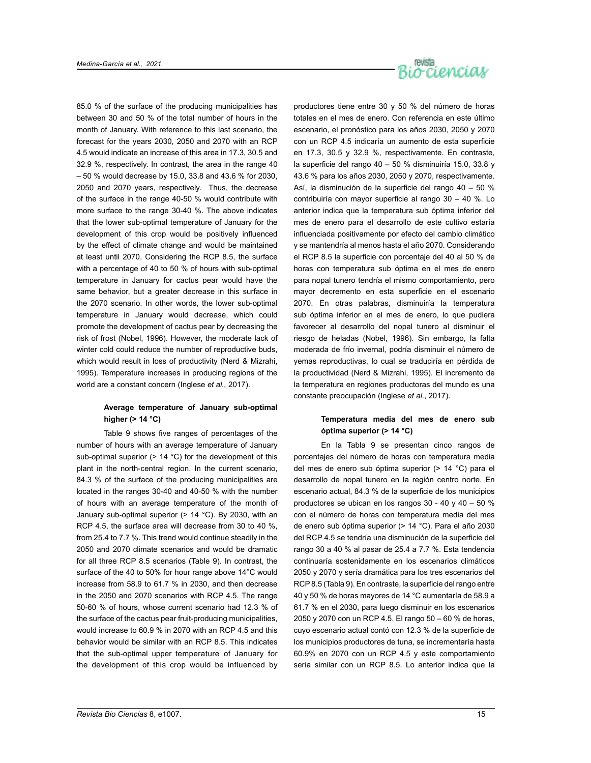85.0 % of the surface of the producing municipalities has between 30 and 50 % of the total number of hours in the month of January. With reference to this last scenario, the forecast for the years 2030, 2050 and 2070 with an RCP 4.5 would indicate an increase of this area in 17.3, 30.5 and 32.9 %, respectively. In contrast, the area in the range 40 – 50 % would decrease by 15.0, 33.8 and 43.6 % for 2030, 2050 and 2070 years, respectively. Thus, the decrease of the surface in the range 40-50 % would contribute with more surface to the range 30-40 %. The above indicates that the lower sub-optimal temperature of January for the development of this crop would be positively influenced by the effect of climate change and would be maintained at least until 2070. Considering the RCP 8.5, the surface with a percentage of 40 to 50 % of hours with sub-optimal temperature in January for cactus pear would have the same behavior, but a greater decrease in this surface in the 2070 scenario. In other words, the lower sub-optimal temperature in January would decrease, which could promote the development of cactus pear by decreasing the risk of frost (Nobel, 1996). However, the moderate lack of winter cold could reduce the number of reproductive buds, which would result in loss of productivity (Nerd & Mizrahi, 1995). Temperature increases in producing regions of the world are a constant concern (Inglese *et al.,* 2017).

### Average temperature of January sub-optimal higher (> 14 °C)

Table 9 shows five ranges of percentages of the number of hours with an average temperature of January sub-optimal superior (> 14 °C) for the development of this plant in the north-central region. In the current scenario, 84.3 % of the surface of the producing municipalities are located in the ranges 30-40 and 40-50 % with the number of hours with an average temperature of the month of January sub-optimal superior (> 14 °C). By 2030, with an RCP 4.5, the surface area will decrease from 30 to 40 %, from 25.4 to 7.7 %. This trend would continue steadily in the 2050 and 2070 climate scenarios and would be dramatic for all three RCP 8.5 scenarios (Table 9). In contrast, the surface of the 40 to 50% for hour range above 14°C would increase from 58.9 to 61.7 % in 2030, and then decrease in the 2050 and 2070 scenarios with RCP 4.5. The range 50-60 % of hours, whose current scenario had 12.3 % of the surface of the cactus pear fruit-producing municipalities, would increase to 60.9 % in 2070 with an RCP 4.5 and this behavior would be similar with an RCP 8.5. This indicates that the sub-optimal upper temperature of January for the development of this crop would be influenced by

productores tiene entre 30 y 50 % del número de horas totales en el mes de enero. Con referencia en este último escenario, el pronóstico para los años 2030, 2050 y 2070 con un RCP 4.5 indicaría un aumento de esta superficie en 17.3, 30.5 y 32.9 %, respectivamente. En contraste, la superficie del rango 40 – 50 % disminuiría 15.0, 33.8 y 43.6 % para los años 2030, 2050 y 2070, respectivamente. Así, la disminución de la superficie del rango 40 – 50 % contribuiría con mayor superficie al rango 30 – 40 %. Lo anterior indica que la temperatura sub óptima inferior del mes de enero para el desarrollo de este cultivo estaría influenciada positivamente por efecto del cambio climático y se mantendría al menos hasta el año 2070. Considerando el RCP 8.5 la superficie con porcentaje del 40 al 50 % de horas con temperatura sub óptima en el mes de enero para nopal tunero tendría el mismo comportamiento, pero mayor decremento en esta superficie en el escenario 2070. En otras palabras, disminuiría la temperatura sub óptima inferior en el mes de enero, lo que pudiera favorecer al desarrollo del nopal tunero al disminuir el riesgo de heladas (Nobel, 1996). Sin embargo, la falta moderada de frío invernal, podría disminuir el número de yemas reproductivas, lo cual se traduciría en pérdida de la productividad (Nerd & Mizrahi, 1995). El incremento de la temperatura en regiones productoras del mundo es una constante preocupación (Inglese *et al*., 2017).

### Temperatura media del mes de enero sub óptima superior (> 14 °C)

En la Tabla 9 se presentan cinco rangos de porcentajes del número de horas con temperatura media del mes de enero sub óptima superior (> 14 °C) para el desarrollo de nopal tunero en la región centro norte. En escenario actual, 84.3 % de la superficie de los municipios productores se ubican en los rangos 30 - 40 y 40 – 50 % con el número de horas con temperatura media del mes de enero sub óptima superior (> 14 °C). Para el año 2030 del RCP 4.5 se tendría una disminución de la superficie del rango 30 a 40 % al pasar de 25.4 a 7.7 %. Esta tendencia continuaría sostenidamente en los escenarios climáticos 2050 y 2070 y sería dramática para los tres escenarios del RCP 8.5 (Tabla 9). En contraste, la superficie del rango entre 40 y 50 % de horas mayores de 14 °C aumentaría de 58.9 a 61.7 % en el 2030, para luego disminuir en los escenarios 2050 y 2070 con un RCP 4.5. El rango 50 – 60 % de horas, cuyo escenario actual contó con 12.3 % de la superficie de los municipios productores de tuna, se incrementaría hasta 60.9% en 2070 con un RCP 4.5 y este comportamiento sería similar con un RCP 8.5. Lo anterior indica que la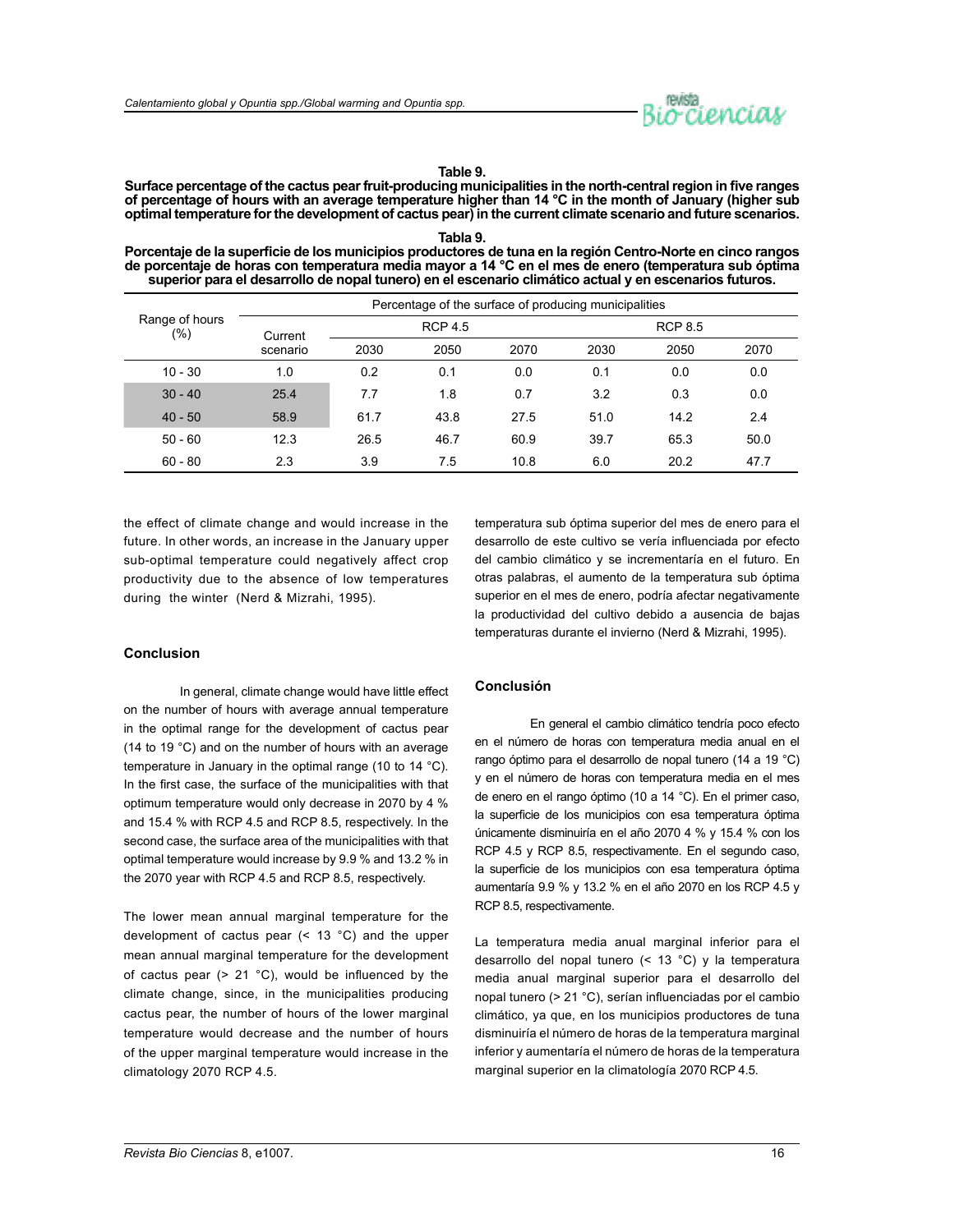**Table 9.**
**Surface percentage of the cactus pear fruit-producing municipalities in the north-central region in five ranges of percentage of hours with an average temperature higher than 14 °C in the month of January (higher sub optimal temperature for the development of cactus pear) in the current climate scenario and future scenarios.**

**Tabla 9.**
**Porcentaje de la superficie de los municipios productores de tuna en la región Centro-Norte en cinco rangos de porcentaje de horas con temperatura media mayor a 14 °C en el mes de enero (temperatura sub óptima superior para el desarrollo de nopal tunero) en el escenario climático actual y en escenarios futuros.**

| Range of hours (%) | Percentage of the surface of producing municipalities | | | | | | |
|---|---|---|---|---|---|---|---|
| | Current scenario | RCP 4.5 | | | RCP 8.5 | | |
| | | 2030 | 2050 | 2070 | 2030 | 2050 | 2070 |
| 10 - 30 | 1.0 | 0.2 | 0.1 | 0.0 | 0.1 | 0.0 | 0.0 |
| 30 - 40 | 25.4 | 7.7 | 1.8 | 0.7 | 3.2 | 0.3 | 0.0 |
| 40 - 50 | 58.9 | 61.7 | 43.8 | 27.5 | 51.0 | 14.2 | 2.4 |
| 50 - 60 | 12.3 | 26.5 | 46.7 | 60.9 | 39.7 | 65.3 | 50.0 |
| 60 - 80 | 2.3 | 3.9 | 7.5 | 10.8 | 6.0 | 20.2 | 47.7 |

the effect of climate change and would increase in the future. In other words, an increase in the January upper sub-optimal temperature could negatively affect crop productivity due to the absence of low temperatures during the winter (Nerd & Mizrahi, 1995).

### Conclusion

In general, climate change would have little effect on the number of hours with average annual temperature in the optimal range for the development of cactus pear (14 to 19 °C) and on the number of hours with an average temperature in January in the optimal range (10 to 14 °C). In the first case, the surface of the municipalities with that optimum temperature would only decrease in 2070 by 4 % and 15.4 % with RCP 4.5 and RCP 8.5, respectively. In the second case, the surface area of the municipalities with that optimal temperature would increase by 9.9 % and 13.2 % in the 2070 year with RCP 4.5 and RCP 8.5, respectively.

The lower mean annual marginal temperature for the development of cactus pear (< 13 °C) and the upper mean annual marginal temperature for the development of cactus pear (> 21 °C), would be influenced by the climate change, since, in the municipalities producing cactus pear, the number of hours of the lower marginal temperature would decrease and the number of hours of the upper marginal temperature would increase in the climatology 2070 RCP 4.5.

temperatura sub óptima superior del mes de enero para el desarrollo de este cultivo se vería influenciada por efecto del cambio climático y se incrementaría en el futuro. En otras palabras, el aumento de la temperatura sub óptima superior en el mes de enero, podría afectar negativamente la productividad del cultivo debido a ausencia de bajas temperaturas durante el invierno (Nerd & Mizrahi, 1995).

### Conclusión

En general el cambio climático tendría poco efecto en el número de horas con temperatura media anual en el rango óptimo para el desarrollo de nopal tunero (14 a 19 °C) y en el número de horas con temperatura media en el mes de enero en el rango óptimo (10 a 14 °C). En el primer caso, la superficie de los municipios con esa temperatura óptima únicamente disminuiría en el año 2070 4 % y 15.4 % con los RCP 4.5 y RCP 8.5, respectivamente. En el segundo caso, la superficie de los municipios con esa temperatura óptima aumentaría 9.9 % y 13.2 % en el año 2070 en los RCP 4.5 y RCP 8.5, respectivamente.

La temperatura media anual marginal inferior para el desarrollo del nopal tunero (< 13 °C) y la temperatura media anual marginal superior para el desarrollo del nopal tunero (> 21 °C), serían influenciadas por el cambio climático, ya que, en los municipios productores de tuna disminuiría el número de horas de la temperatura marginal inferior y aumentaría el número de horas de la temperatura marginal superior en la climatología 2070 RCP 4.5.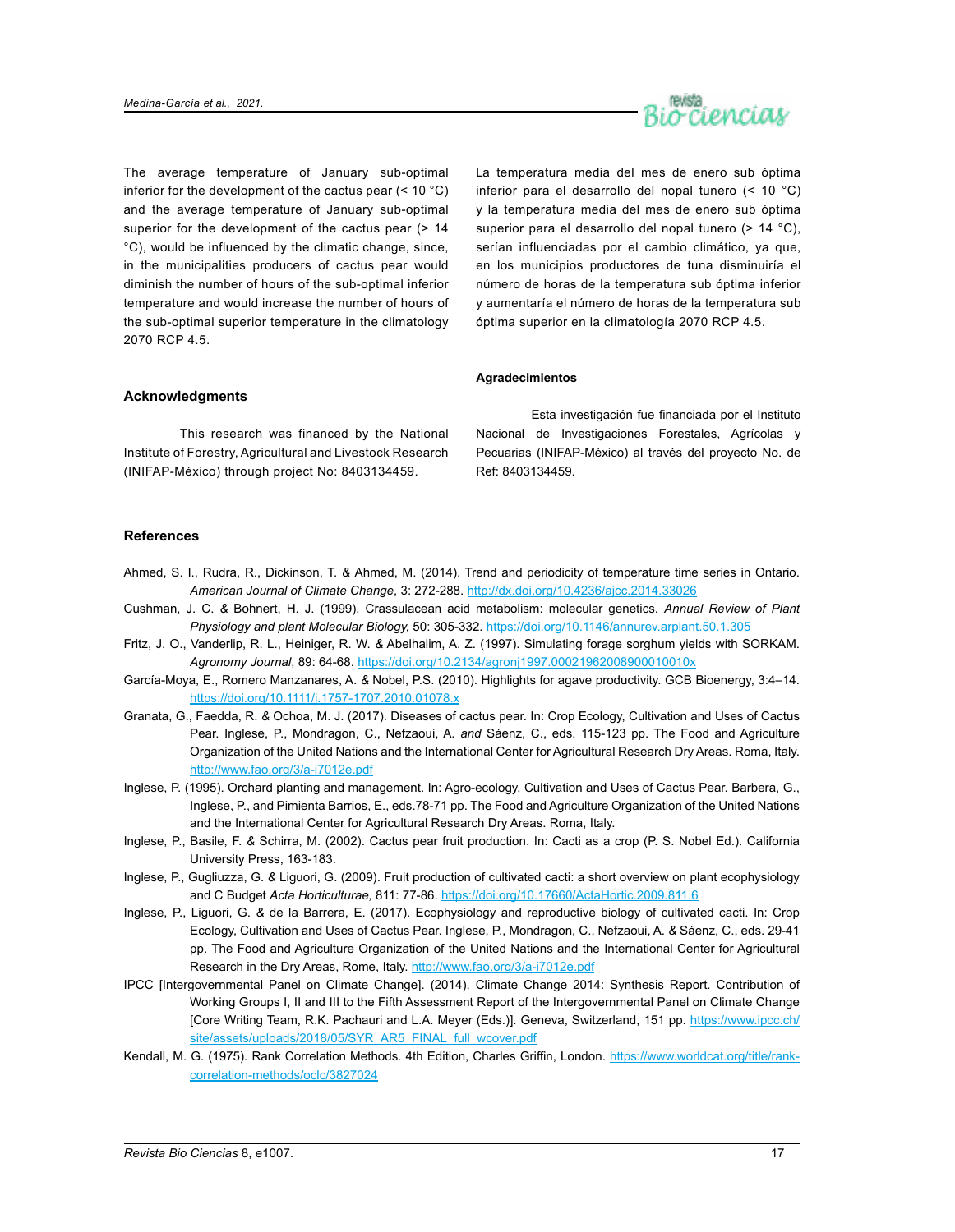The average temperature of January sub-optimal inferior for the development of the cactus pear (< 10 °C) and the average temperature of January sub-optimal superior for the development of the cactus pear (> 14 °C), would be influenced by the climatic change, since, in the municipalities producers of cactus pear would diminish the number of hours of the sub-optimal inferior temperature and would increase the number of hours of the sub-optimal superior temperature in the climatology 2070 RCP 4.5.

La temperatura media del mes de enero sub óptima inferior para el desarrollo del nopal tunero (< 10 °C) y la temperatura media del mes de enero sub óptima superior para el desarrollo del nopal tunero (> 14 °C), serían influenciadas por el cambio climático, ya que, en los municipios productores de tuna disminuiría el número de horas de la temperatura sub óptima inferior y aumentaría el número de horas de la temperatura sub óptima superior en la climatología 2070 RCP 4.5.

## Acknowledgments

This research was financed by the National Institute of Forestry, Agricultural and Livestock Research (INIFAP-México) through project No: 8403134459.

## Agradecimientos

Esta investigación fue financiada por el Instituto Nacional de Investigaciones Forestales, Agrícolas y Pecuarias (INIFAP-México) al través del proyecto No. de Ref: 8403134459.

## References

Ahmed, S. I., Rudra, R., Dickinson, T. & Ahmed, M. (2014). Trend and periodicity of temperature time series in Ontario. *American Journal of Climate Change*, 3: 272-288. http://dx.doi.org/10.4236/ajcc.2014.33026

Cushman, J. C. & Bohnert, H. J. (1999). Crassulacean acid metabolism: molecular genetics. *Annual Review of Plant Physiology and plant Molecular Biology,* 50: 305-332. https://doi.org/10.1146/annurev.arplant.50.1.305

Fritz, J. O., Vanderlip, R. L., Heiniger, R. W. & Abelhalim, A. Z. (1997). Simulating forage sorghum yields with SORKAM. *Agronomy Journal*, 89: 64-68. https://doi.org/10.2134/agronj1997.00021962008900010010x

García-Moya, E., Romero Manzanares, A. & Nobel, P.S. (2010). Highlights for agave productivity. GCB Bioenergy, 3:4–14. https://doi.org/10.1111/j.1757-1707.2010.01078.x

Granata, G., Faedda, R. & Ochoa, M. J. (2017). Diseases of cactus pear. In: Crop Ecology, Cultivation and Uses of Cactus Pear. Inglese, P., Mondragon, C., Nefzaoui, A. *and* Sáenz, C., eds. 115-123 pp. The Food and Agriculture Organization of the United Nations and the International Center for Agricultural Research Dry Areas. Roma, Italy. http://www.fao.org/3/a-i7012e.pdf

Inglese, P. (1995). Orchard planting and management. In: Agro-ecology, Cultivation and Uses of Cactus Pear. Barbera, G., Inglese, P., and Pimienta Barrios, E., eds.78-71 pp. The Food and Agriculture Organization of the United Nations and the International Center for Agricultural Research Dry Areas. Roma, Italy.

Inglese, P., Basile, F. & Schirra, M. (2002). Cactus pear fruit production. In: Cacti as a crop (P. S. Nobel Ed.). California University Press, 163-183.

Inglese, P., Gugliuzza, G. & Liguori, G. (2009). Fruit production of cultivated cacti: a short overview on plant ecophysiology and C Budget *Acta Horticulturae,* 811: 77-86. https://doi.org/10.17660/ActaHortic.2009.811.6

Inglese, P., Liguori, G. & de la Barrera, E. (2017). Ecophysiology and reproductive biology of cultivated cacti. In: Crop Ecology, Cultivation and Uses of Cactus Pear. Inglese, P., Mondragon, C., Nefzaoui, A. & Sáenz, C., eds. 29-41 pp. The Food and Agriculture Organization of the United Nations and the International Center for Agricultural Research in the Dry Areas, Rome, Italy. http://www.fao.org/3/a-i7012e.pdf

IPCC [Intergovernmental Panel on Climate Change]. (2014). Climate Change 2014: Synthesis Report. Contribution of Working Groups I, II and III to the Fifth Assessment Report of the Intergovernmental Panel on Climate Change [Core Writing Team, R.K. Pachauri and L.A. Meyer (Eds.)]. Geneva, Switzerland, 151 pp. https://www.ipcc.ch/site/assets/uploads/2018/05/SYR_AR5_FINAL_full_wcover.pdf

Kendall, M. G. (1975). Rank Correlation Methods. 4th Edition, Charles Griffin, London. https://www.worldcat.org/title/rank-correlation-methods/oclc/3827024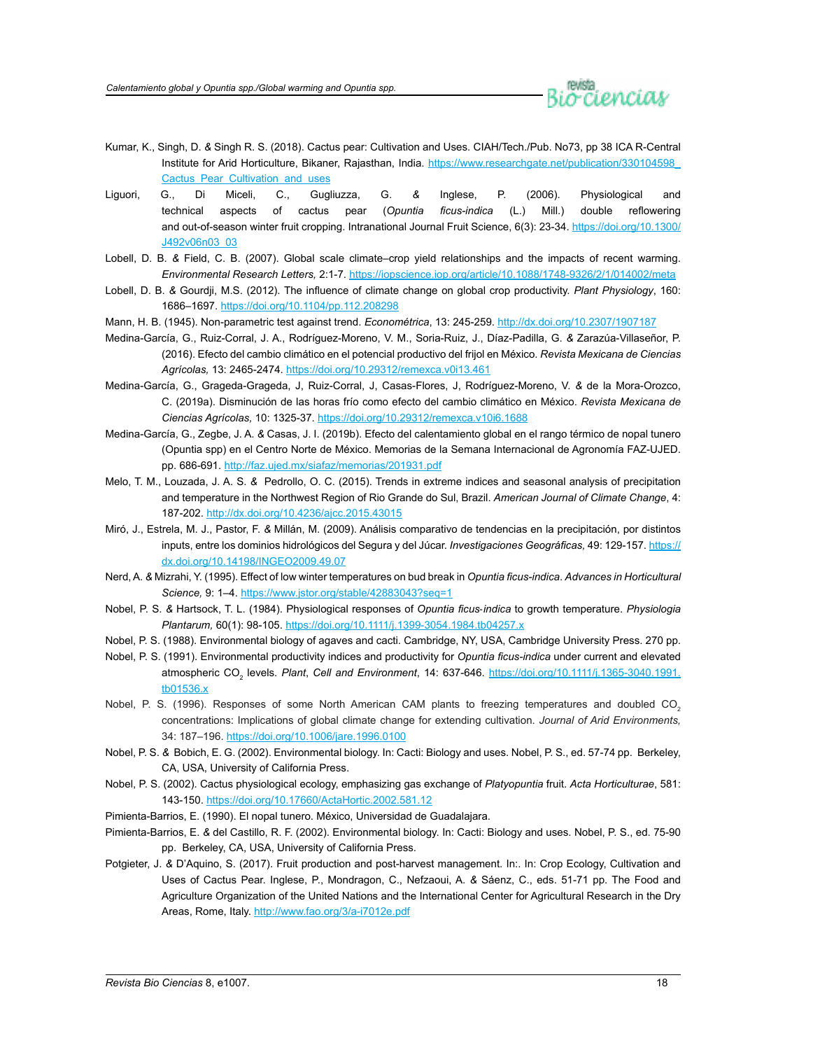Kumar, K., Singh, D. & Singh R. S. (2018). Cactus pear: Cultivation and Uses. CIAH/Tech./Pub. No73, pp 38 ICA R-Central Institute for Arid Horticulture, Bikaner, Rajasthan, India. https://www.researchgate.net/publication/330104598_Cactus_Pear_Cultivation_and_uses

Liguori, G., Di Miceli, C., Gugliuzza, G. & Inglese, P. (2006). Physiological and technical aspects of cactus pear (*Opuntia ficus-indica* (L.) Mill.) double reflowering and out-of-season winter fruit cropping. Intranational Journal Fruit Science, 6(3): 23-34. https://doi.org/10.1300/J492v06n03_03

Lobell, D. B. & Field, C. B. (2007). Global scale climate–crop yield relationships and the impacts of recent warming. *Environmental Research Letters,* 2:1-7. https://iopscience.iop.org/article/10.1088/1748-9326/2/1/014002/meta

Lobell, D. B. & Gourdji, M.S. (2012). The influence of climate change on global crop productivity. *Plant Physiology*, 160: 1686–1697. https://doi.org/10.1104/pp.112.208298

Mann, H. B. (1945). Non-parametric test against trend. *Econométrica*, 13: 245-259. http://dx.doi.org/10.2307/1907187

Medina-García, G., Ruiz-Corral, J. A., Rodríguez-Moreno, V. M., Soria-Ruiz, J., Díaz-Padilla, G. & Zarazúa-Villaseñor, P. (2016). Efecto del cambio climático en el potencial productivo del frijol en México. *Revista Mexicana de Ciencias Agrícolas,* 13: 2465-2474. https://doi.org/10.29312/remexca.v0i13.461

Medina-García, G., Grageda-Grageda, J, Ruiz-Corral, J, Casas-Flores, J, Rodríguez-Moreno, V. & de la Mora-Orozco, C. (2019a). Disminución de las horas frío como efecto del cambio climático en México. *Revista Mexicana de Ciencias Agrícolas,* 10: 1325-37. https://doi.org/10.29312/remexca.v10i6.1688

Medina-García, G., Zegbe, J. A. & Casas, J. I. (2019b). Efecto del calentamiento global en el rango térmico de nopal tunero (Opuntia spp) en el Centro Norte de México. Memorias de la Semana Internacional de Agronomía FAZ-UJED. pp. 686-691. http://faz.ujed.mx/siafaz/memorias/201931.pdf

Melo, T. M., Louzada, J. A. S. & Pedrollo, O. C. (2015). Trends in extreme indices and seasonal analysis of precipitation and temperature in the Northwest Region of Rio Grande do Sul, Brazil. *American Journal of Climate Change*, 4: 187-202. http://dx.doi.org/10.4236/ajcc.2015.43015

Miró, J., Estrela, M. J., Pastor, F. & Millán, M. (2009). Análisis comparativo de tendencias en la precipitación, por distintos inputs, entre los dominios hidrológicos del Segura y del Júcar. *Investigaciones Geográficas,* 49: 129-157. https://dx.doi.org/10.14198/INGEO2009.49.07

Nerd, A. & Mizrahi, Y. (1995). Effect of low winter temperatures on bud break in *Opuntia ficus-indica*. *Advances in Horticultural Science,* 9: 1–4. https://www.jstor.org/stable/42883043?seq=1

Nobel, P. S. & Hartsock, T. L. (1984). Physiological responses of *Opuntia ficus-indica* to growth temperature. *Physiologia Plantarum,* 60(1): 98-105. https://doi.org/10.1111/j.1399-3054.1984.tb04257.x

Nobel, P. S. (1988). Environmental biology of agaves and cacti. Cambridge, NY, USA, Cambridge University Press. 270 pp.

Nobel, P. S. (1991). Environmental productivity indices and productivity for *Opuntia ficus-indica* under current and elevated atmospheric $CO_2$ levels. *Plant*, *Cell and Environment*, 14: 637-646. https://doi.org/10.1111/j.1365-3040.1991.tb01536.x

Nobel, P. S. (1996). Responses of some North American CAM plants to freezing temperatures and doubled $CO_2$ concentrations: Implications of global climate change for extending cultivation. *Journal of Arid Environments,* 34: 187–196. https://doi.org/10.1006/jare.1996.0100

Nobel, P. S. & Bobich, E. G. (2002). Environmental biology. In: Cacti: Biology and uses. Nobel, P. S., ed. 57-74 pp. Berkeley, CA, USA, University of California Press.

Nobel, P. S. (2002). Cactus physiological ecology, emphasizing gas exchange of *Platyopuntia* fruit. *Acta Horticulturae*, 581: 143-150. https://doi.org/10.17660/ActaHortic.2002.581.12

Pimienta-Barrios, E. (1990). El nopal tunero. México, Universidad de Guadalajara.

Pimienta-Barrios, E. & del Castillo, R. F. (2002). Environmental biology. In: Cacti: Biology and uses. Nobel, P. S., ed. 75-90 pp. Berkeley, CA, USA, University of California Press.

Potgieter, J. & D'Aquino, S. (2017). Fruit production and post-harvest management. In:. In: Crop Ecology, Cultivation and Uses of Cactus Pear. Inglese, P., Mondragon, C., Nefzaoui, A. & Sáenz, C., eds. 51-71 pp. The Food and Agriculture Organization of the United Nations and the International Center for Agricultural Research in the Dry Areas, Rome, Italy. http://www.fao.org/3/a-i7012e.pdf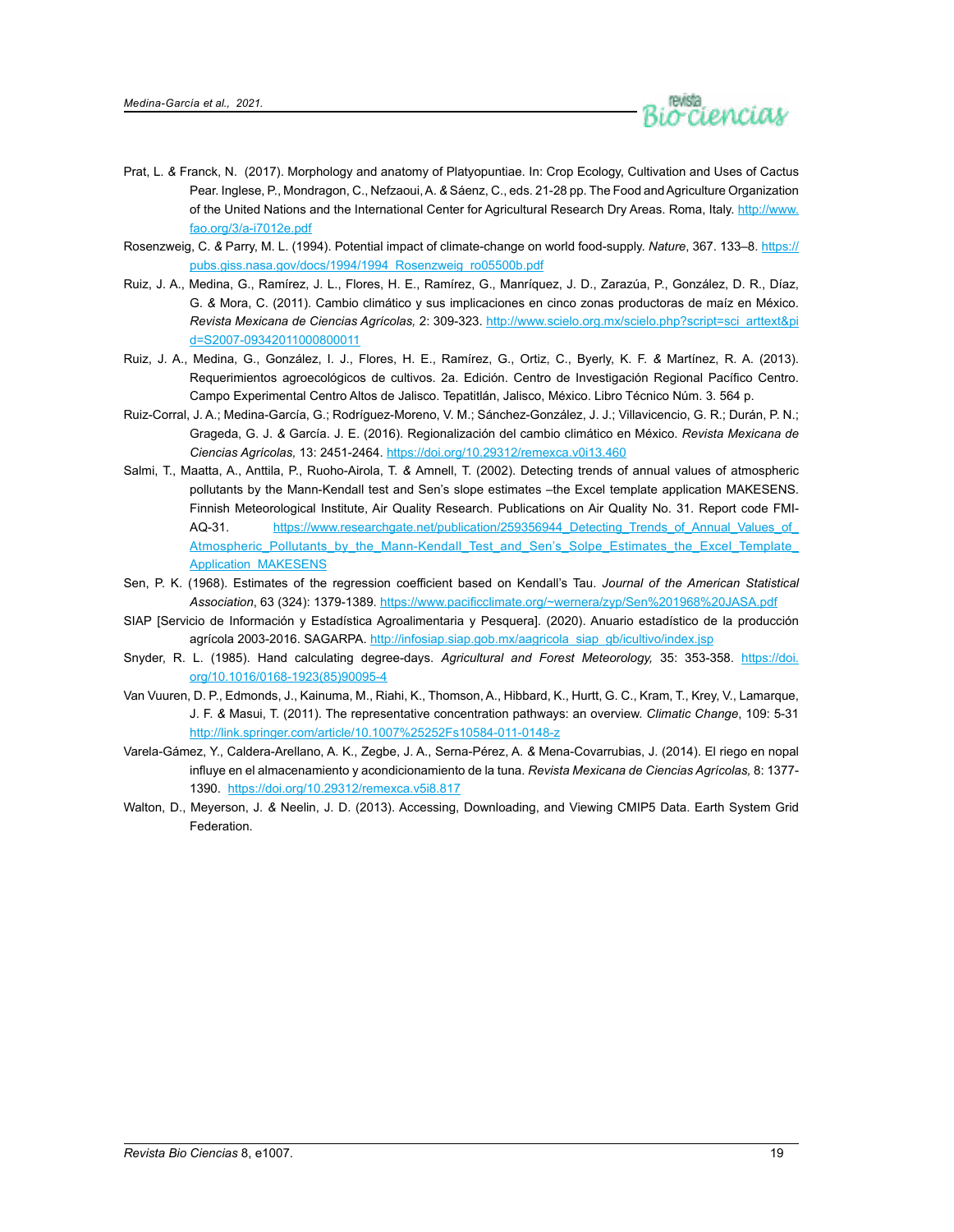Prat, L. & Franck, N. (2017). Morphology and anatomy of Platyopuntiae. In: Crop Ecology, Cultivation and Uses of Cactus Pear. Inglese, P., Mondragon, C., Nefzaoui, A. & Sáenz, C., eds. 21-28 pp. The Food and Agriculture Organization of the United Nations and the International Center for Agricultural Research Dry Areas. Roma, Italy. http://www.fao.org/3/a-i7012e.pdf

Rosenzweig, C. & Parry, M. L. (1994). Potential impact of climate-change on world food-supply. *Nature*, 367. 133–8. https://pubs.giss.nasa.gov/docs/1994/1994_Rosenzweig_ro05500b.pdf

Ruiz, J. A., Medina, G., Ramírez, J. L., Flores, H. E., Ramírez, G., Manríquez, J. D., Zarazúa, P., González, D. R., Díaz, G. & Mora, C. (2011). Cambio climático y sus implicaciones en cinco zonas productoras de maíz en México. *Revista Mexicana de Ciencias Agrícolas,* 2: 309-323. http://www.scielo.org.mx/scielo.php?script=sci_arttext&pid=S2007-09342011000800011

Ruiz, J. A., Medina, G., González, I. J., Flores, H. E., Ramírez, G., Ortiz, C., Byerly, K. F. & Martínez, R. A. (2013). Requerimientos agroecológicos de cultivos. 2a. Edición. Centro de Investigación Regional Pacífico Centro. Campo Experimental Centro Altos de Jalisco. Tepatitlán, Jalisco, México. Libro Técnico Núm. 3. 564 p.

Ruiz-Corral, J. A.; Medina-García, G.; Rodríguez-Moreno, V. M.; Sánchez-González, J. J.; Villavicencio, G. R.; Durán, P. N.; Grageda, G. J. & García. J. E. (2016). Regionalización del cambio climático en México. *Revista Mexicana de Ciencias Agrícolas,* 13: 2451-2464. https://doi.org/10.29312/remexca.v0i13.460

Salmi, T., Maatta, A., Anttila, P., Ruoho-Airola, T. & Amnell, T. (2002). Detecting trends of annual values of atmospheric pollutants by the Mann-Kendall test and Sen's slope estimates –the Excel template application MAKESENS. Finnish Meteorological Institute, Air Quality Research. Publications on Air Quality No. 31. Report code FMI-AQ-31. https://www.researchgate.net/publication/259356944_Detecting_Trends_of_Annual_Values_of_Atmospheric_Pollutants_by_the_Mann-Kendall_Test_and_Sen's_Solpe_Estimates_the_Excel_Template_Application_MAKESENS

Sen, P. K. (1968). Estimates of the regression coefficient based on Kendall's Tau. *Journal of the American Statistical Association*, 63 (324): 1379-1389. https://www.pacificclimate.org/~wernera/zyp/Sen%201968%20JASA.pdf

SIAP [Servicio de Información y Estadística Agroalimentaria y Pesquera]. (2020). Anuario estadístico de la producción agrícola 2003-2016. SAGARPA. http://infosiap.siap.gob.mx/aagricola_siap_gb/icultivo/index.jsp

Snyder, R. L. (1985). Hand calculating degree-days. *Agricultural and Forest Meteorology,* 35: 353-358. https://doi.org/10.1016/0168-1923(85)90095-4

Van Vuuren, D. P., Edmonds, J., Kainuma, M., Riahi, K., Thomson, A., Hibbard, K., Hurtt, G. C., Kram, T., Krey, V., Lamarque, J. F. & Masui, T. (2011). The representative concentration pathways: an overview. *Climatic Change*, 109: 5-31 http://link.springer.com/article/10.1007%25252Fs10584-011-0148-z

Varela-Gámez, Y., Caldera-Arellano, A. K., Zegbe, J. A., Serna-Pérez, A. & Mena-Covarrubias, J. (2014). El riego en nopal influye en el almacenamiento y acondicionamiento de la tuna. *Revista Mexicana de Ciencias Agrícolas,* 8: 1377-1390. https://doi.org/10.29312/remexca.v5i8.817

Walton, D., Meyerson, J. & Neelin, J. D. (2013). Accessing, Downloading, and Viewing CMIP5 Data. Earth System Grid Federation.